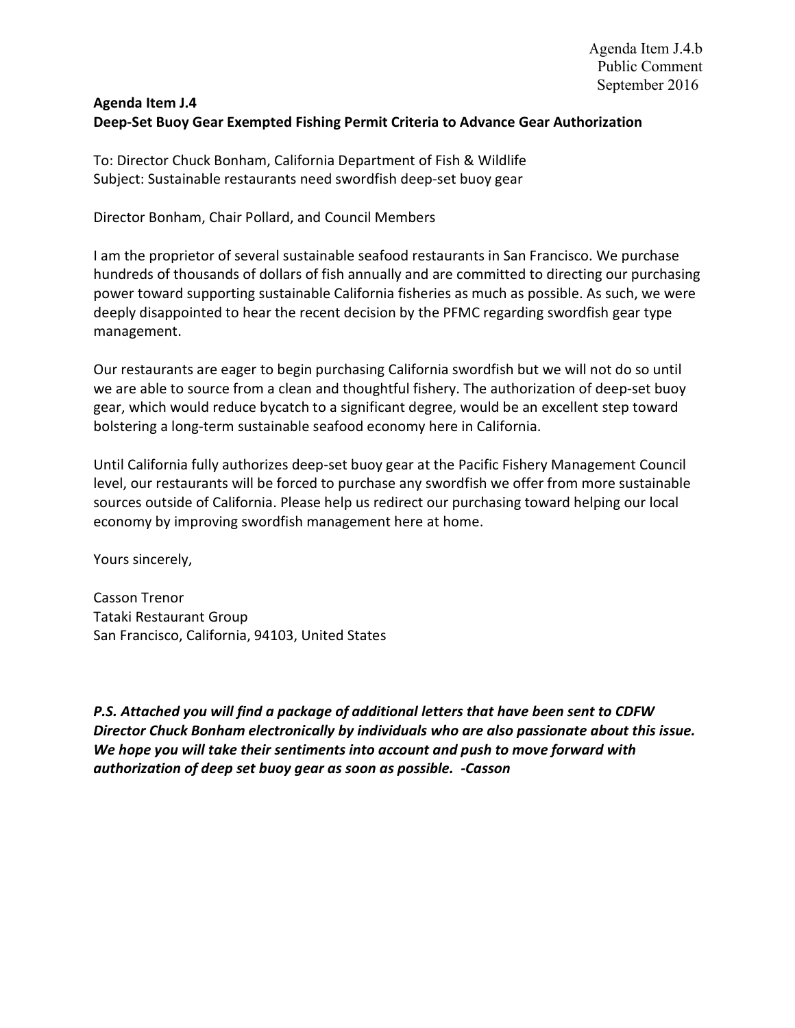Agenda Item J.4.b
Public Comment
September 2016

**Agenda Item J.4**
**Deep-Set Buoy Gear Exempted Fishing Permit Criteria to Advance Gear Authorization**

To: Director Chuck Bonham, California Department of Fish & Wildlife
Subject: Sustainable restaurants need swordfish deep-set buoy gear

Director Bonham, Chair Pollard, and Council Members

I am the proprietor of several sustainable seafood restaurants in San Francisco. We purchase hundreds of thousands of dollars of fish annually and are committed to directing our purchasing power toward supporting sustainable California fisheries as much as possible. As such, we were deeply disappointed to hear the recent decision by the PFMC regarding swordfish gear type management.

Our restaurants are eager to begin purchasing California swordfish but we will not do so until we are able to source from a clean and thoughtful fishery. The authorization of deep-set buoy gear, which would reduce bycatch to a significant degree, would be an excellent step toward bolstering a long-term sustainable seafood economy here in California.

Until California fully authorizes deep-set buoy gear at the Pacific Fishery Management Council level, our restaurants will be forced to purchase any swordfish we offer from more sustainable sources outside of California. Please help us redirect our purchasing toward helping our local economy by improving swordfish management here at home.

Yours sincerely,

Casson Trenor
Tataki Restaurant Group
San Francisco, California, 94103, United States

***P.S. Attached you will find a package of additional letters that have been sent to CDFW Director Chuck Bonham electronically by individuals who are also passionate about this issue. We hope you will take their sentiments into account and push to move forward with authorization of deep set buoy gear as soon as possible. -Casson***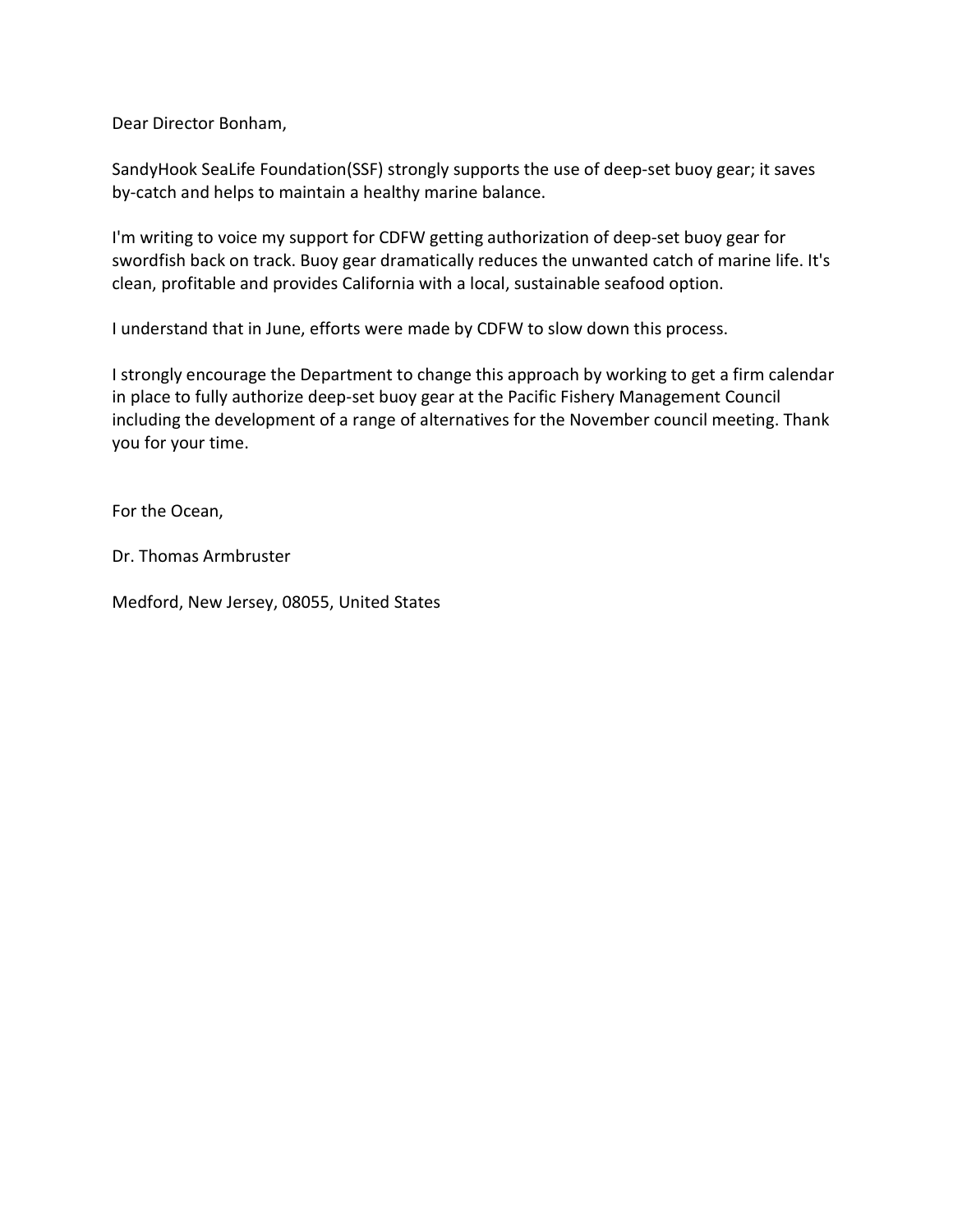Dear Director Bonham,

SandyHook SeaLife Foundation(SSF) strongly supports the use of deep-set buoy gear; it saves by-catch and helps to maintain a healthy marine balance.

I'm writing to voice my support for CDFW getting authorization of deep-set buoy gear for swordfish back on track. Buoy gear dramatically reduces the unwanted catch of marine life. It's clean, profitable and provides California with a local, sustainable seafood option.

I understand that in June, efforts were made by CDFW to slow down this process.

I strongly encourage the Department to change this approach by working to get a firm calendar in place to fully authorize deep-set buoy gear at the Pacific Fishery Management Council including the development of a range of alternatives for the November council meeting. Thank you for your time.

For the Ocean,

Dr. Thomas Armbruster

Medford, New Jersey, 08055, United States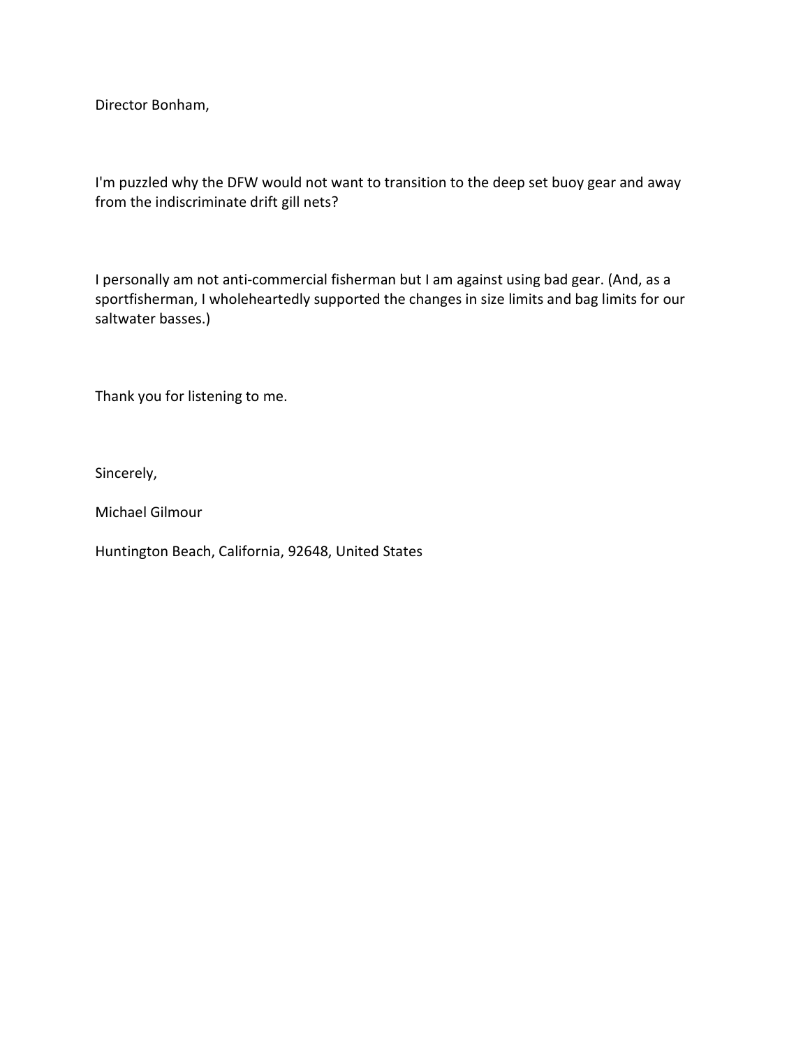Director Bonham,

I'm puzzled why the DFW would not want to transition to the deep set buoy gear and away from the indiscriminate drift gill nets?

I personally am not anti-commercial fisherman but I am against using bad gear. (And, as a sportfisherman, I wholeheartedly supported the changes in size limits and bag limits for our saltwater basses.)

Thank you for listening to me.

Sincerely,

Michael Gilmour

Huntington Beach, California, 92648, United States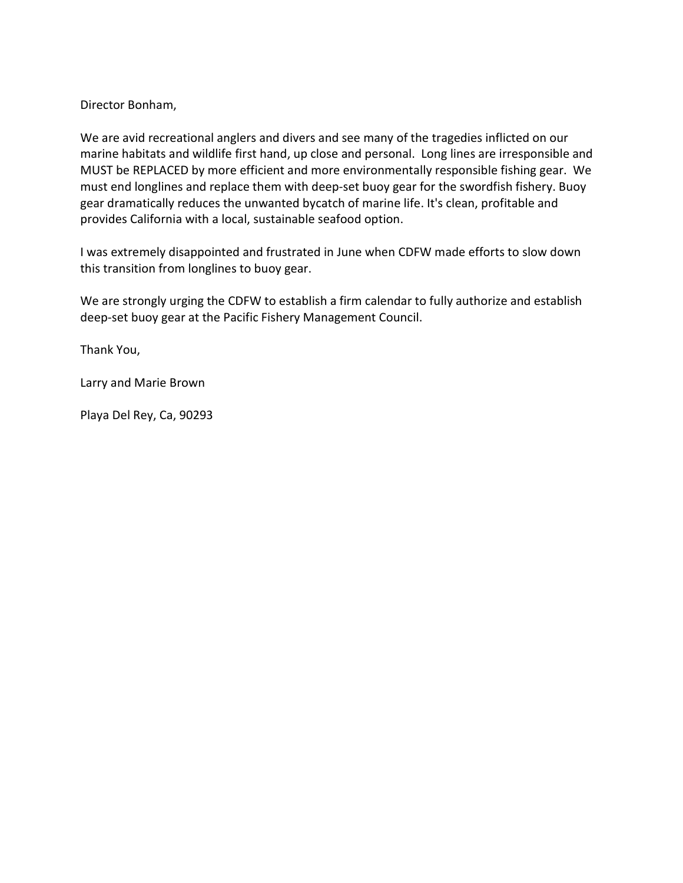Director Bonham,

We are avid recreational anglers and divers and see many of the tragedies inflicted on our marine habitats and wildlife first hand, up close and personal. Long lines are irresponsible and MUST be REPLACED by more efficient and more environmentally responsible fishing gear. We must end longlines and replace them with deep-set buoy gear for the swordfish fishery. Buoy gear dramatically reduces the unwanted bycatch of marine life. It's clean, profitable and provides California with a local, sustainable seafood option.

I was extremely disappointed and frustrated in June when CDFW made efforts to slow down this transition from longlines to buoy gear.

We are strongly urging the CDFW to establish a firm calendar to fully authorize and establish deep-set buoy gear at the Pacific Fishery Management Council.

Thank You,

Larry and Marie Brown

Playa Del Rey, Ca, 90293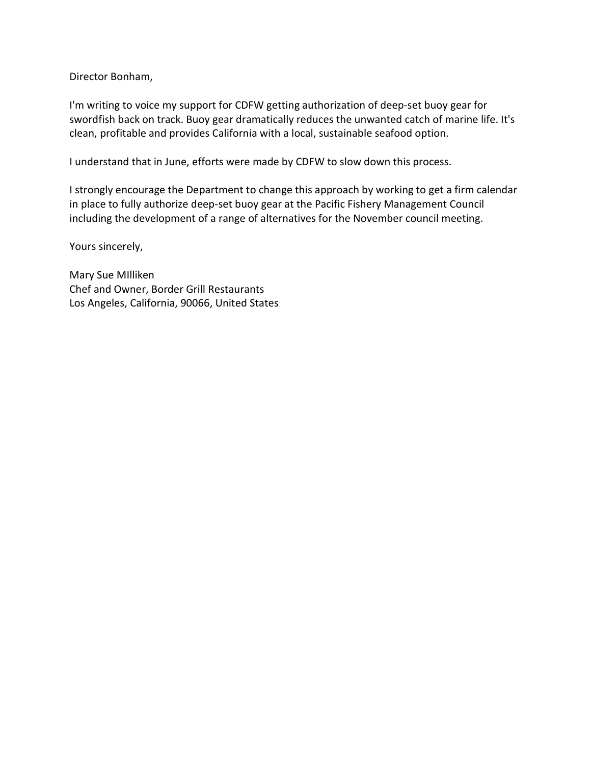Director Bonham,

I'm writing to voice my support for CDFW getting authorization of deep-set buoy gear for swordfish back on track. Buoy gear dramatically reduces the unwanted catch of marine life. It's clean, profitable and provides California with a local, sustainable seafood option.

I understand that in June, efforts were made by CDFW to slow down this process.

I strongly encourage the Department to change this approach by working to get a firm calendar in place to fully authorize deep-set buoy gear at the Pacific Fishery Management Council including the development of a range of alternatives for the November council meeting.

Yours sincerely,

Mary Sue MIlliken
Chef and Owner, Border Grill Restaurants
Los Angeles, California, 90066, United States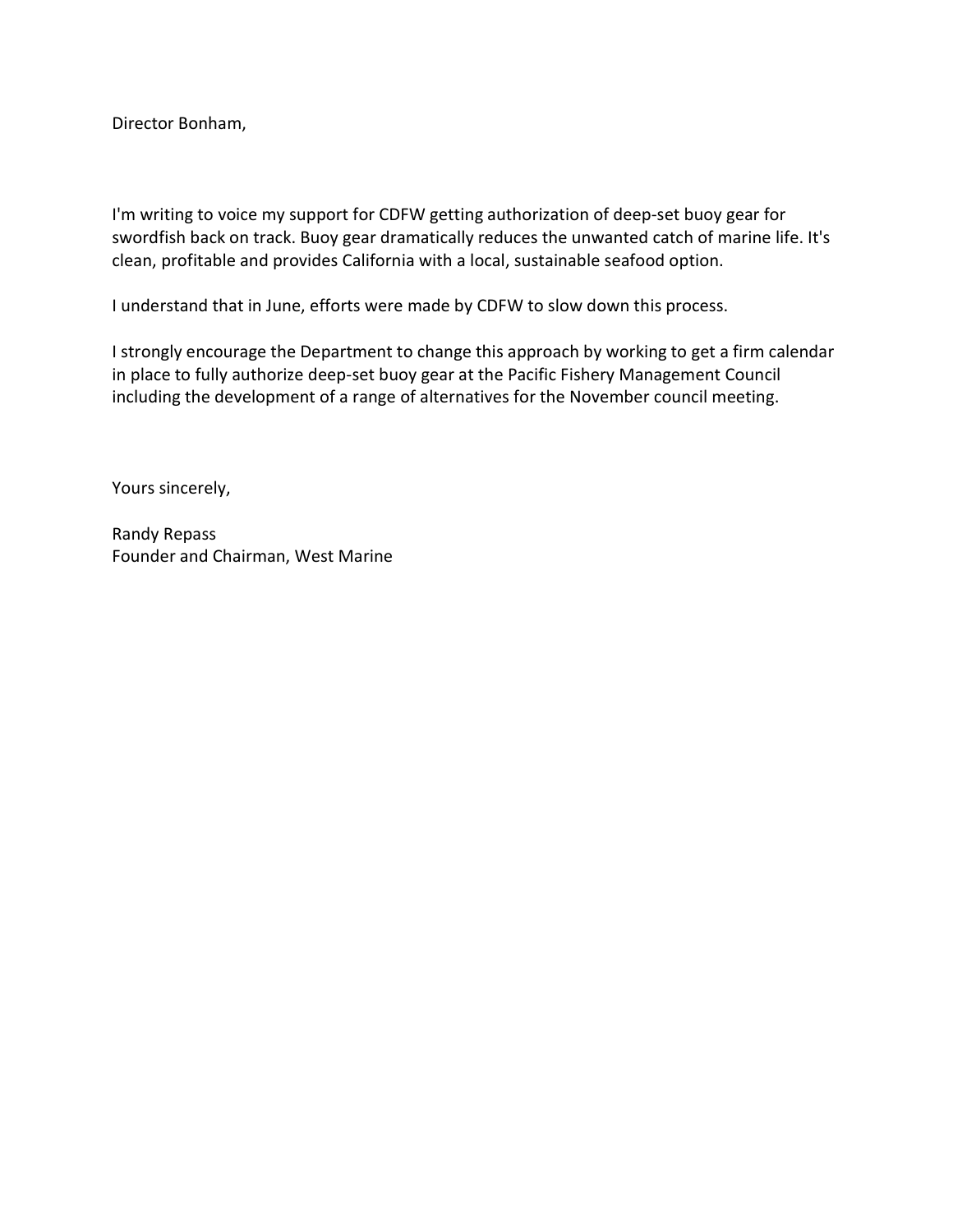Director Bonham,

I'm writing to voice my support for CDFW getting authorization of deep-set buoy gear for swordfish back on track. Buoy gear dramatically reduces the unwanted catch of marine life. It's clean, profitable and provides California with a local, sustainable seafood option.

I understand that in June, efforts were made by CDFW to slow down this process.

I strongly encourage the Department to change this approach by working to get a firm calendar in place to fully authorize deep-set buoy gear at the Pacific Fishery Management Council including the development of a range of alternatives for the November council meeting.

Yours sincerely,

Randy Repass
Founder and Chairman, West Marine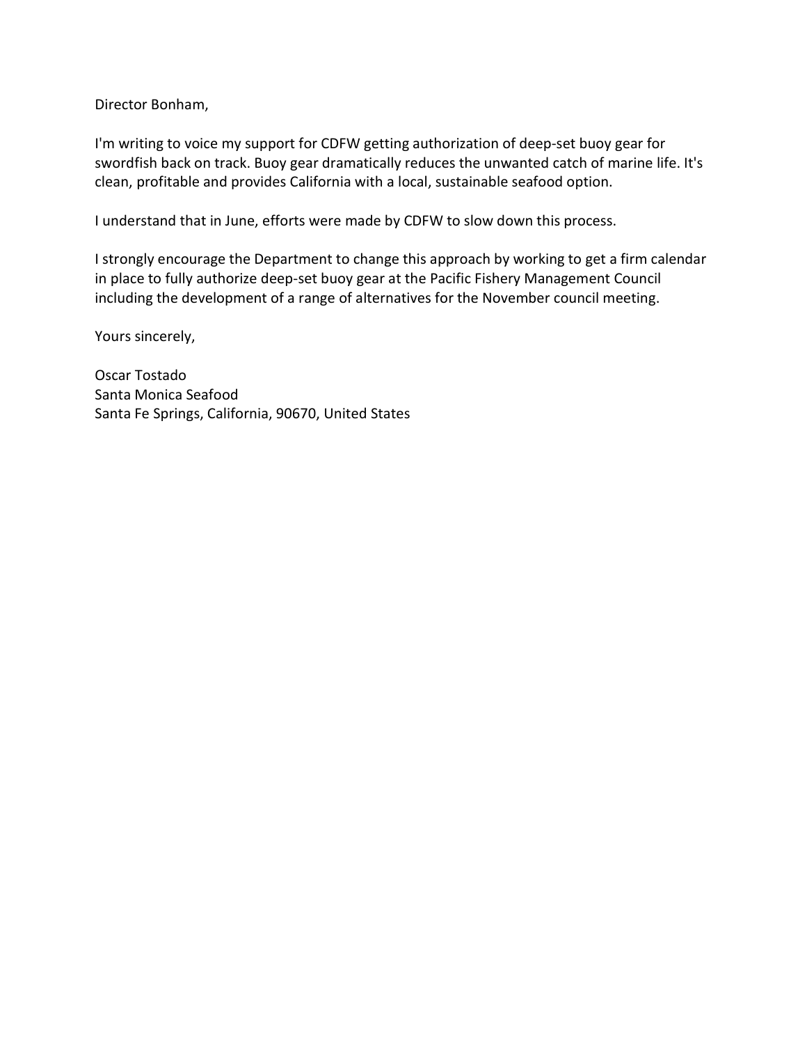Director Bonham,

I'm writing to voice my support for CDFW getting authorization of deep-set buoy gear for swordfish back on track. Buoy gear dramatically reduces the unwanted catch of marine life. It's clean, profitable and provides California with a local, sustainable seafood option.

I understand that in June, efforts were made by CDFW to slow down this process.

I strongly encourage the Department to change this approach by working to get a firm calendar in place to fully authorize deep-set buoy gear at the Pacific Fishery Management Council including the development of a range of alternatives for the November council meeting.

Yours sincerely,

Oscar Tostado  
Santa Monica Seafood  
Santa Fe Springs, California, 90670, United States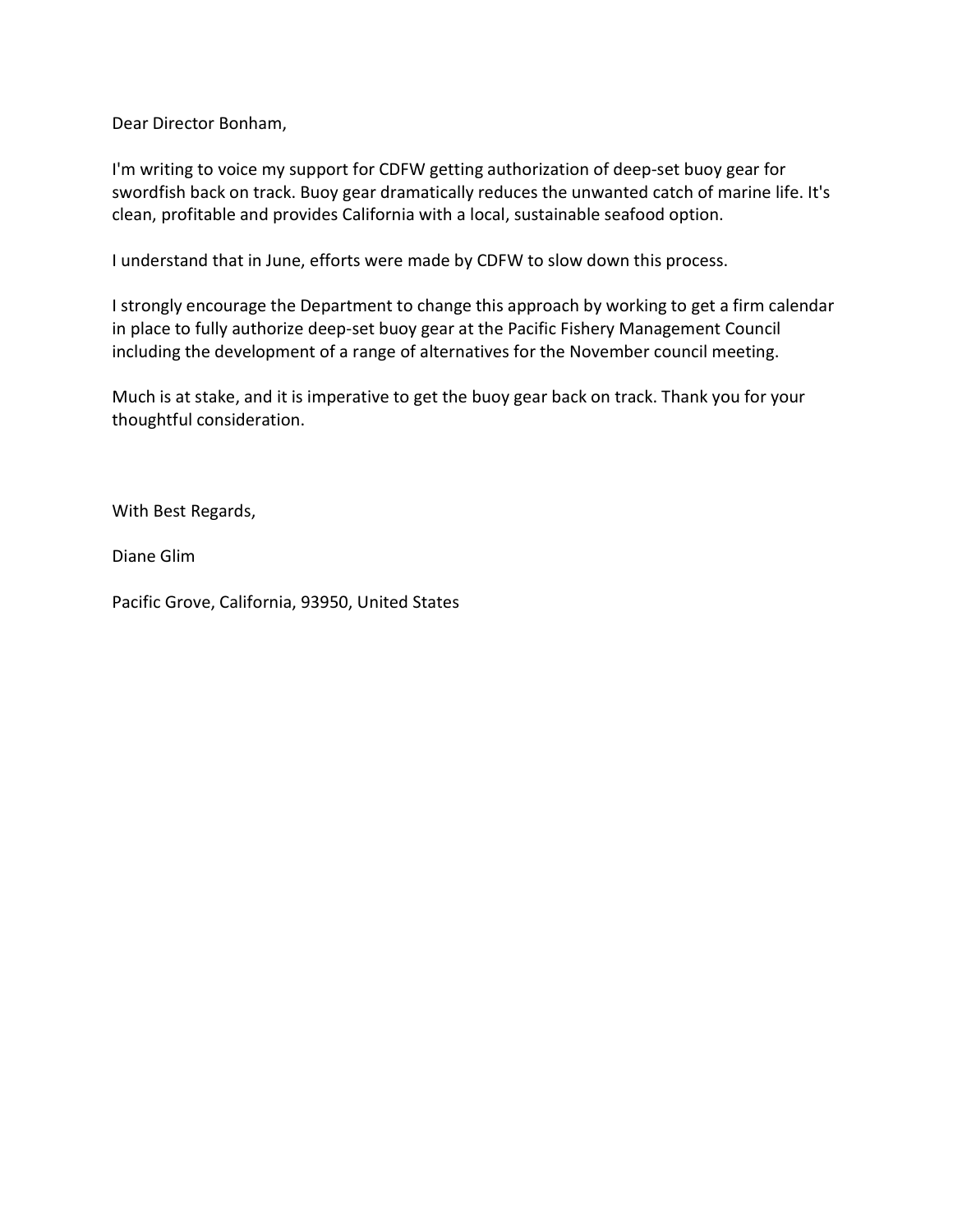Dear Director Bonham,

I'm writing to voice my support for CDFW getting authorization of deep-set buoy gear for swordfish back on track. Buoy gear dramatically reduces the unwanted catch of marine life. It's clean, profitable and provides California with a local, sustainable seafood option.

I understand that in June, efforts were made by CDFW to slow down this process.

I strongly encourage the Department to change this approach by working to get a firm calendar in place to fully authorize deep-set buoy gear at the Pacific Fishery Management Council including the development of a range of alternatives for the November council meeting.

Much is at stake, and it is imperative to get the buoy gear back on track. Thank you for your thoughtful consideration.

With Best Regards,

Diane Glim

Pacific Grove, California, 93950, United States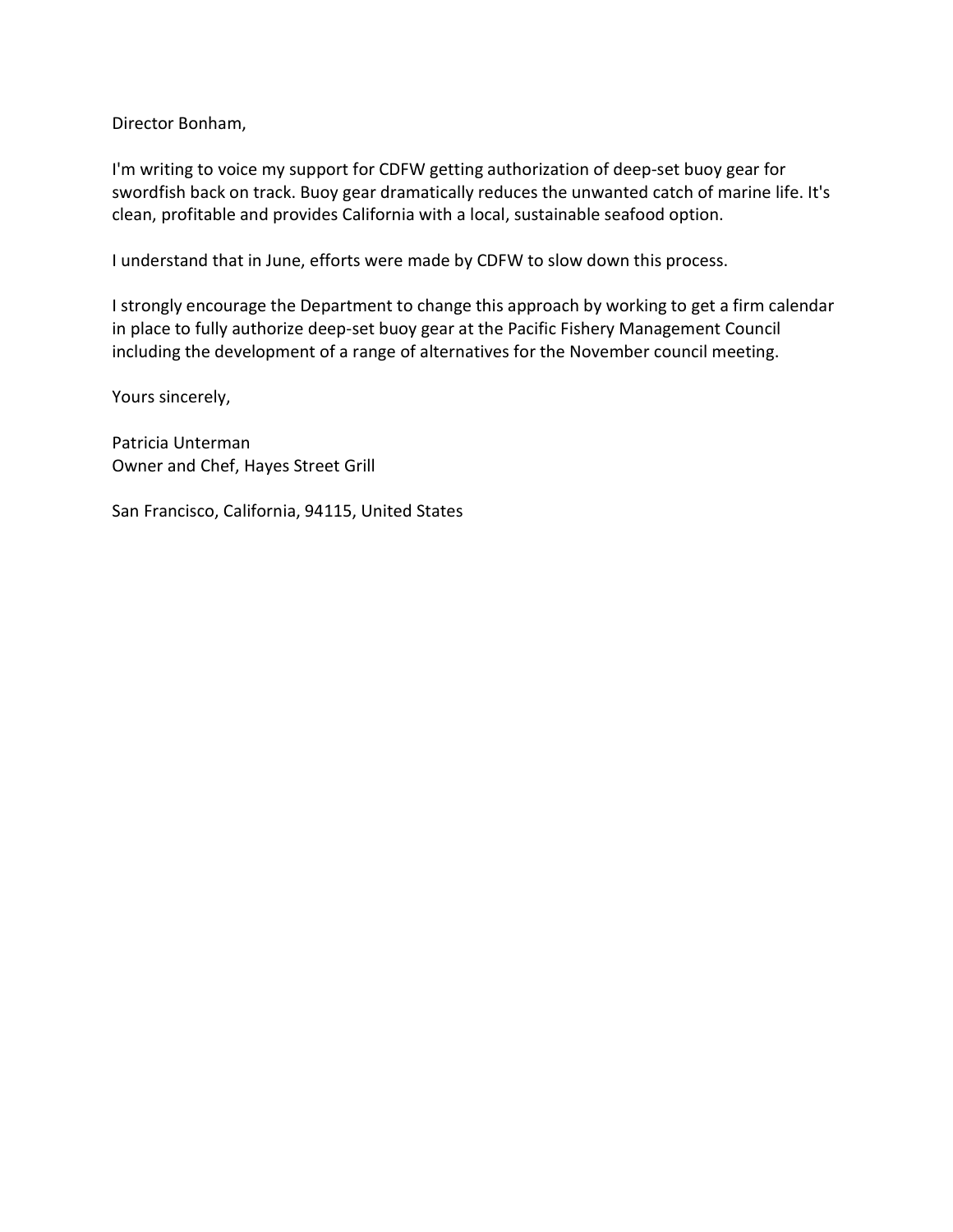Director Bonham,

I'm writing to voice my support for CDFW getting authorization of deep-set buoy gear for swordfish back on track. Buoy gear dramatically reduces the unwanted catch of marine life. It's clean, profitable and provides California with a local, sustainable seafood option.

I understand that in June, efforts were made by CDFW to slow down this process.

I strongly encourage the Department to change this approach by working to get a firm calendar in place to fully authorize deep-set buoy gear at the Pacific Fishery Management Council including the development of a range of alternatives for the November council meeting.

Yours sincerely,

Patricia Unterman
Owner and Chef, Hayes Street Grill

San Francisco, California, 94115, United States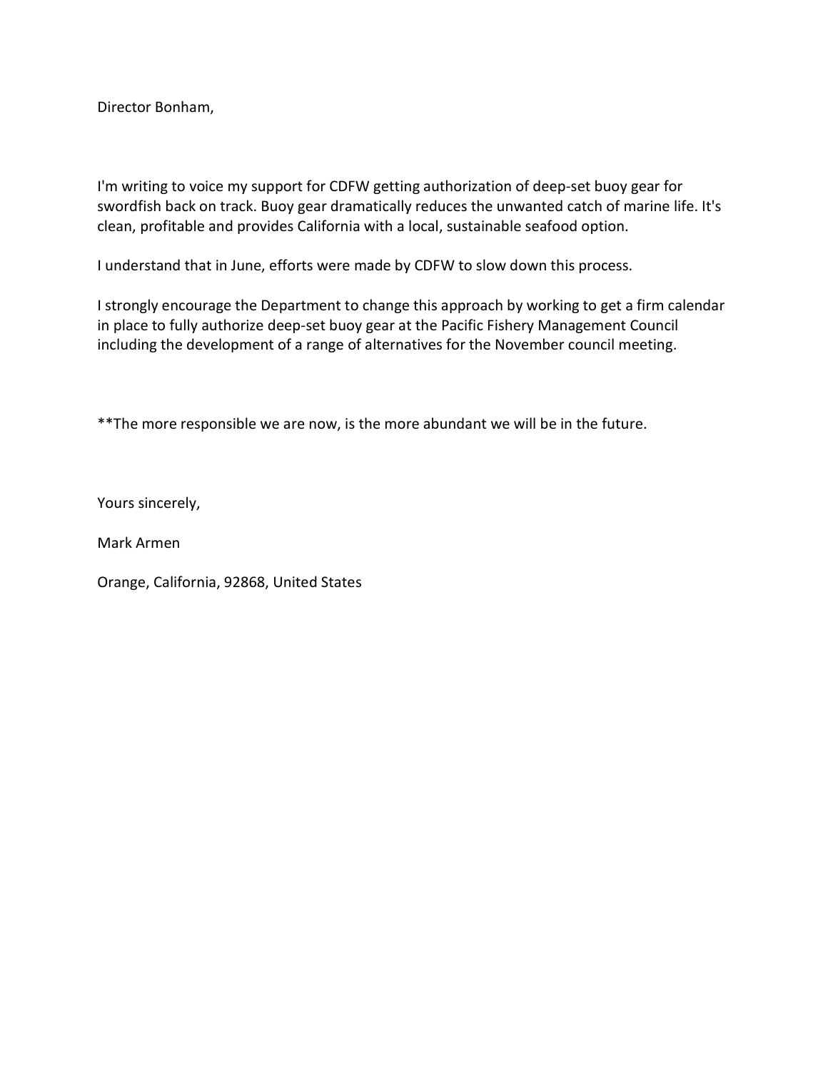Director Bonham,

I'm writing to voice my support for CDFW getting authorization of deep-set buoy gear for swordfish back on track. Buoy gear dramatically reduces the unwanted catch of marine life. It's clean, profitable and provides California with a local, sustainable seafood option.

I understand that in June, efforts were made by CDFW to slow down this process.

I strongly encourage the Department to change this approach by working to get a firm calendar in place to fully authorize deep-set buoy gear at the Pacific Fishery Management Council including the development of a range of alternatives for the November council meeting.

**The more responsible we are now, is the more abundant we will be in the future.

Yours sincerely,

Mark Armen

Orange, California, 92868, United States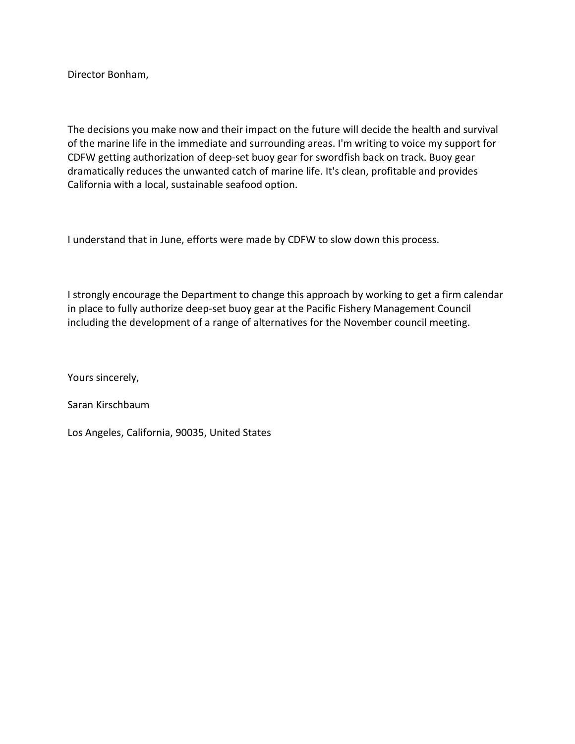Director Bonham,

The decisions you make now and their impact on the future will decide the health and survival of the marine life in the immediate and surrounding areas. I'm writing to voice my support for CDFW getting authorization of deep-set buoy gear for swordfish back on track. Buoy gear dramatically reduces the unwanted catch of marine life. It's clean, profitable and provides California with a local, sustainable seafood option.

I understand that in June, efforts were made by CDFW to slow down this process.

I strongly encourage the Department to change this approach by working to get a firm calendar in place to fully authorize deep-set buoy gear at the Pacific Fishery Management Council including the development of a range of alternatives for the November council meeting.

Yours sincerely,

Saran Kirschbaum

Los Angeles, California, 90035, United States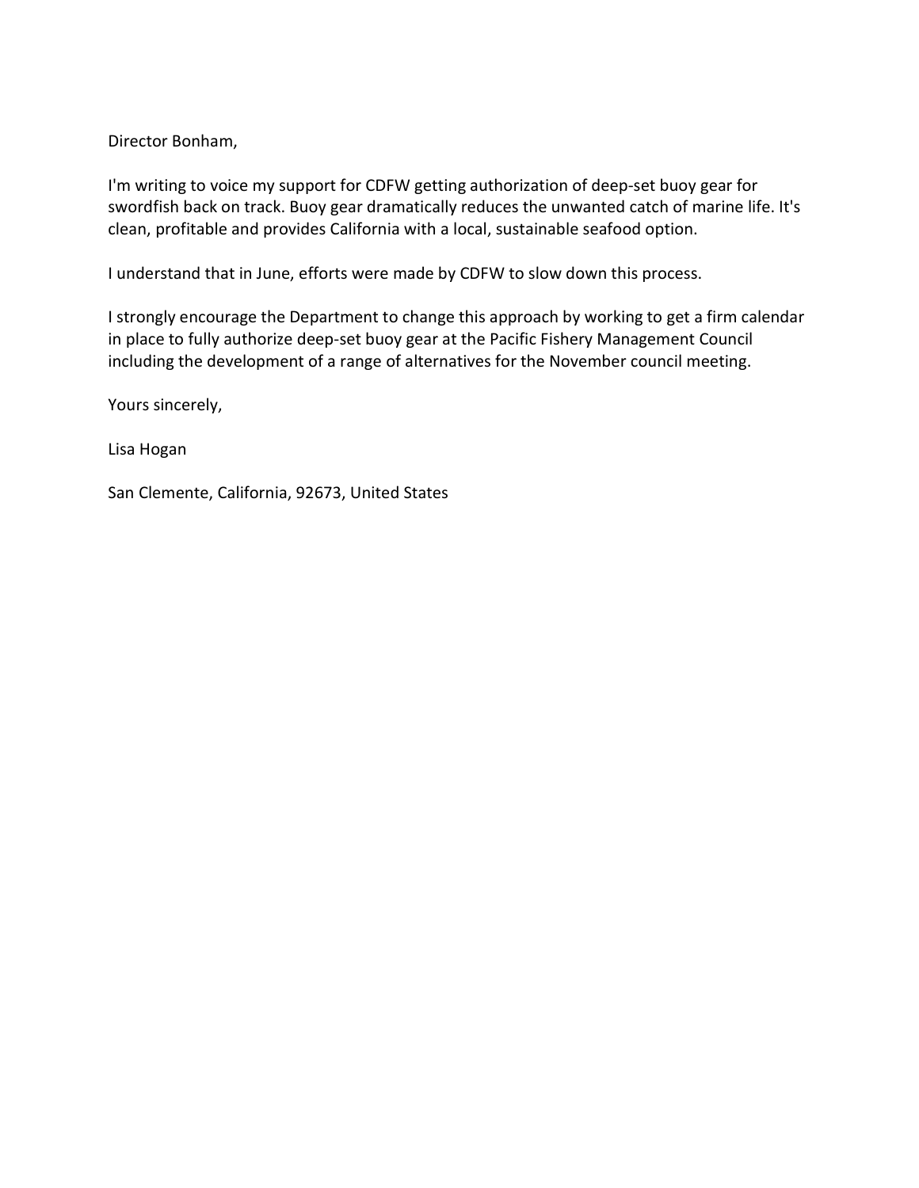Director Bonham,

I'm writing to voice my support for CDFW getting authorization of deep-set buoy gear for swordfish back on track. Buoy gear dramatically reduces the unwanted catch of marine life. It's clean, profitable and provides California with a local, sustainable seafood option.

I understand that in June, efforts were made by CDFW to slow down this process.

I strongly encourage the Department to change this approach by working to get a firm calendar in place to fully authorize deep-set buoy gear at the Pacific Fishery Management Council including the development of a range of alternatives for the November council meeting.

Yours sincerely,

Lisa Hogan

San Clemente, California, 92673, United States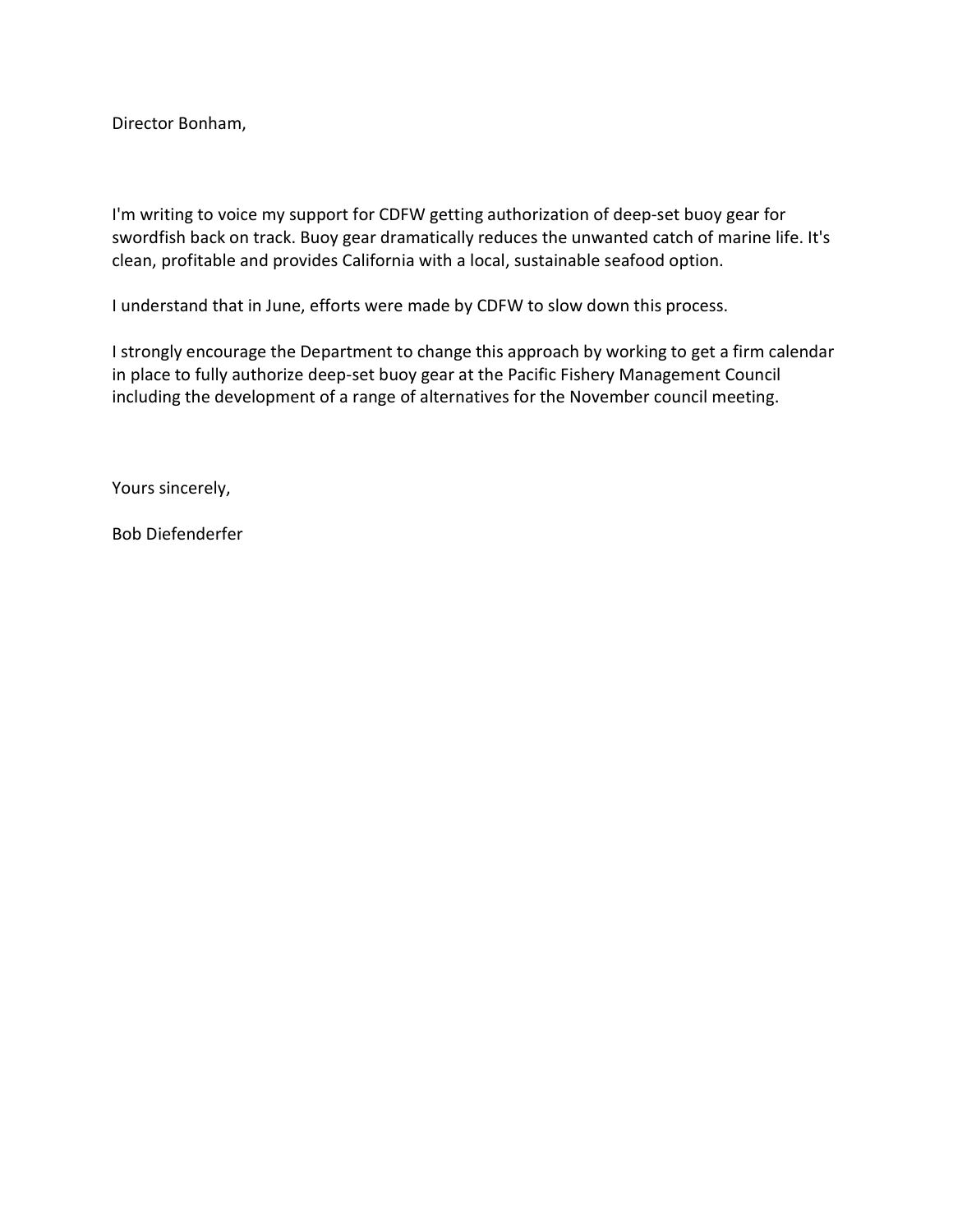Director Bonham,

I'm writing to voice my support for CDFW getting authorization of deep-set buoy gear for swordfish back on track. Buoy gear dramatically reduces the unwanted catch of marine life. It's clean, profitable and provides California with a local, sustainable seafood option.

I understand that in June, efforts were made by CDFW to slow down this process.

I strongly encourage the Department to change this approach by working to get a firm calendar in place to fully authorize deep-set buoy gear at the Pacific Fishery Management Council including the development of a range of alternatives for the November council meeting.

Yours sincerely,

Bob Diefenderfer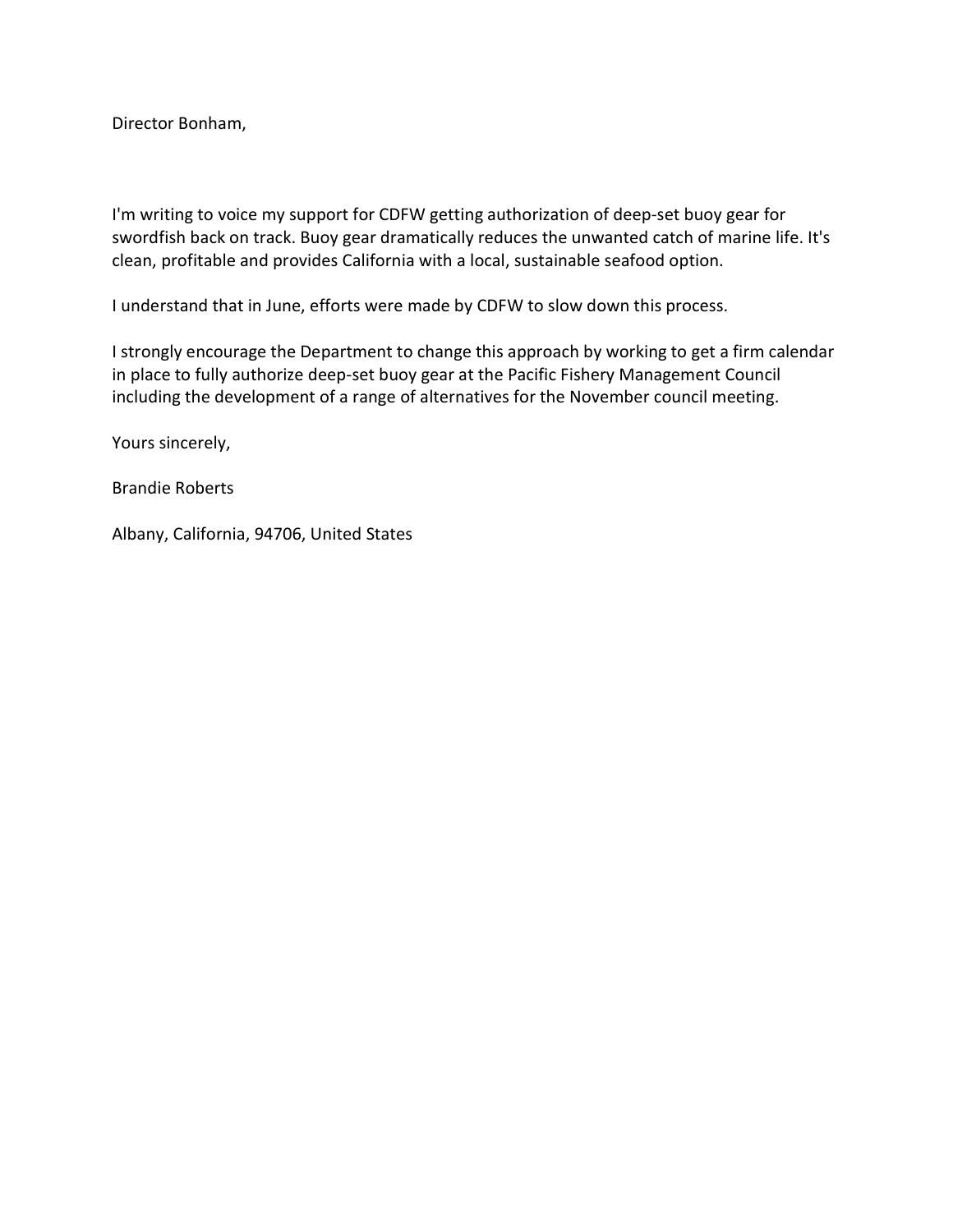Director Bonham,

I'm writing to voice my support for CDFW getting authorization of deep-set buoy gear for swordfish back on track. Buoy gear dramatically reduces the unwanted catch of marine life. It's clean, profitable and provides California with a local, sustainable seafood option.

I understand that in June, efforts were made by CDFW to slow down this process.

I strongly encourage the Department to change this approach by working to get a firm calendar in place to fully authorize deep-set buoy gear at the Pacific Fishery Management Council including the development of a range of alternatives for the November council meeting.

Yours sincerely,

Brandie Roberts

Albany, California, 94706, United States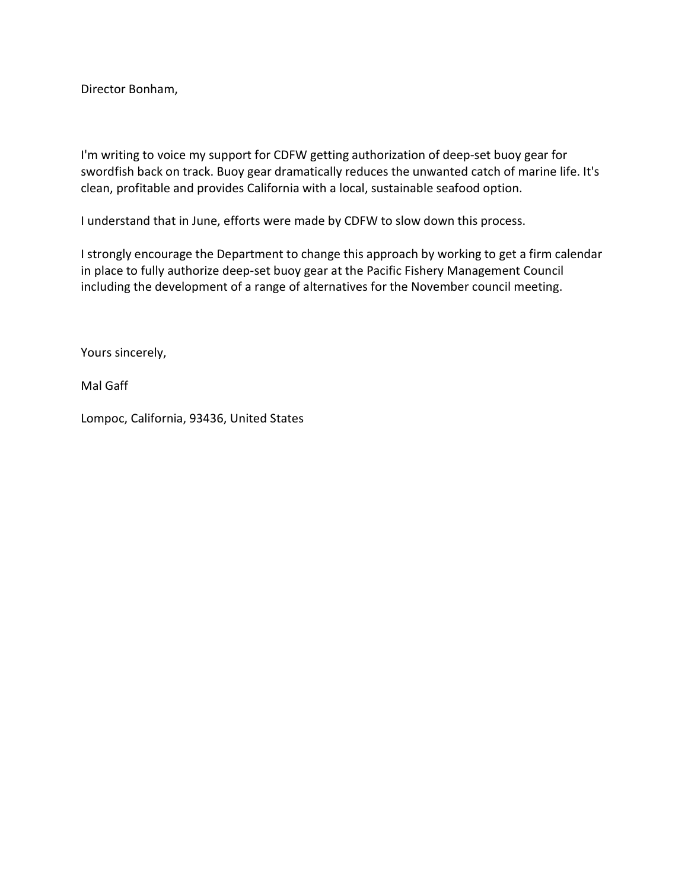Director Bonham,

I'm writing to voice my support for CDFW getting authorization of deep-set buoy gear for swordfish back on track. Buoy gear dramatically reduces the unwanted catch of marine life. It's clean, profitable and provides California with a local, sustainable seafood option.

I understand that in June, efforts were made by CDFW to slow down this process.

I strongly encourage the Department to change this approach by working to get a firm calendar in place to fully authorize deep-set buoy gear at the Pacific Fishery Management Council including the development of a range of alternatives for the November council meeting.

Yours sincerely,

Mal Gaff

Lompoc, California, 93436, United States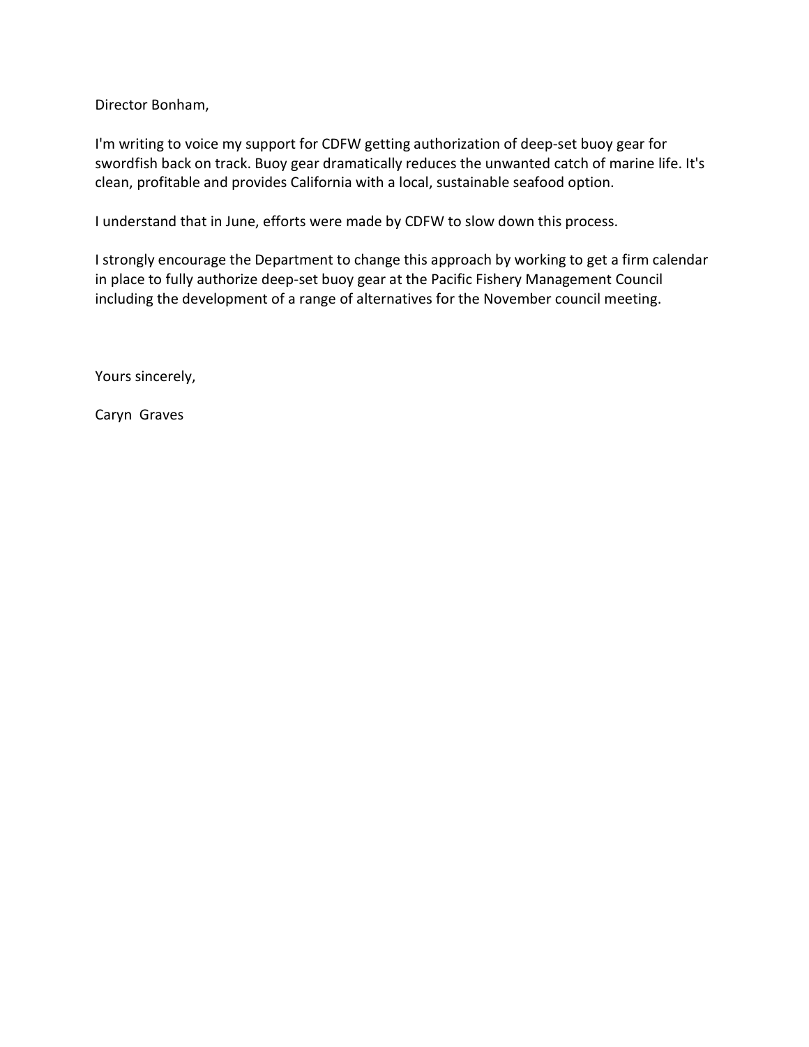Director Bonham,

I'm writing to voice my support for CDFW getting authorization of deep-set buoy gear for swordfish back on track. Buoy gear dramatically reduces the unwanted catch of marine life. It's clean, profitable and provides California with a local, sustainable seafood option.

I understand that in June, efforts were made by CDFW to slow down this process.

I strongly encourage the Department to change this approach by working to get a firm calendar in place to fully authorize deep-set buoy gear at the Pacific Fishery Management Council including the development of a range of alternatives for the November council meeting.

Yours sincerely,

Caryn Graves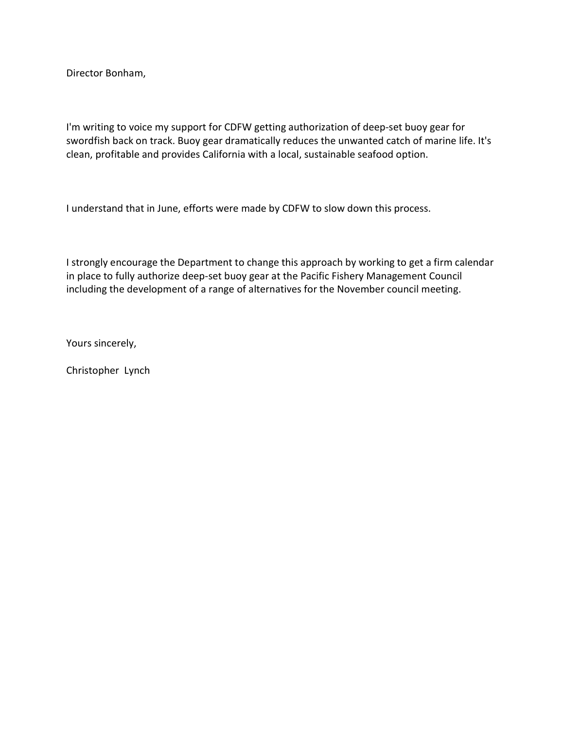Director Bonham,

I'm writing to voice my support for CDFW getting authorization of deep-set buoy gear for swordfish back on track. Buoy gear dramatically reduces the unwanted catch of marine life. It's clean, profitable and provides California with a local, sustainable seafood option.

I understand that in June, efforts were made by CDFW to slow down this process.

I strongly encourage the Department to change this approach by working to get a firm calendar in place to fully authorize deep-set buoy gear at the Pacific Fishery Management Council including the development of a range of alternatives for the November council meeting.

Yours sincerely,

Christopher Lynch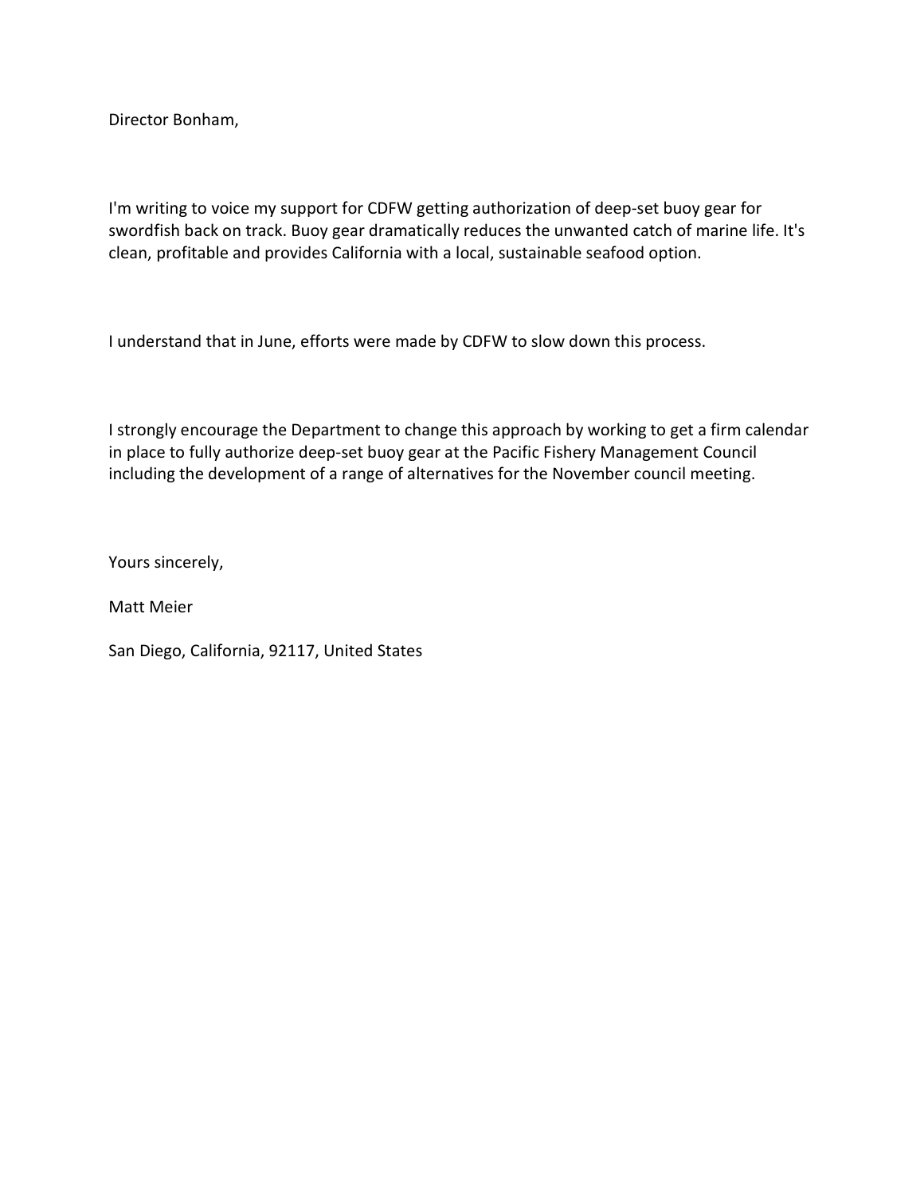Director Bonham,

I'm writing to voice my support for CDFW getting authorization of deep-set buoy gear for swordfish back on track. Buoy gear dramatically reduces the unwanted catch of marine life. It's clean, profitable and provides California with a local, sustainable seafood option.

I understand that in June, efforts were made by CDFW to slow down this process.

I strongly encourage the Department to change this approach by working to get a firm calendar in place to fully authorize deep-set buoy gear at the Pacific Fishery Management Council including the development of a range of alternatives for the November council meeting.

Yours sincerely,

Matt Meier

San Diego, California, 92117, United States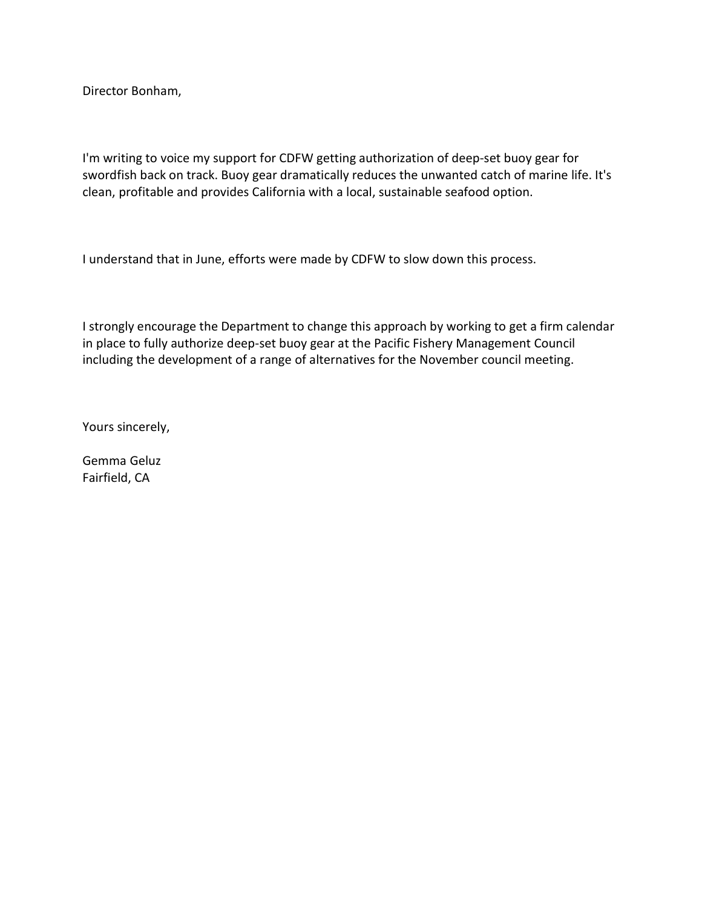Director Bonham,

I'm writing to voice my support for CDFW getting authorization of deep-set buoy gear for swordfish back on track. Buoy gear dramatically reduces the unwanted catch of marine life. It's clean, profitable and provides California with a local, sustainable seafood option.

I understand that in June, efforts were made by CDFW to slow down this process.

I strongly encourage the Department to change this approach by working to get a firm calendar in place to fully authorize deep-set buoy gear at the Pacific Fishery Management Council including the development of a range of alternatives for the November council meeting.

Yours sincerely,

Gemma Geluz
Fairfield, CA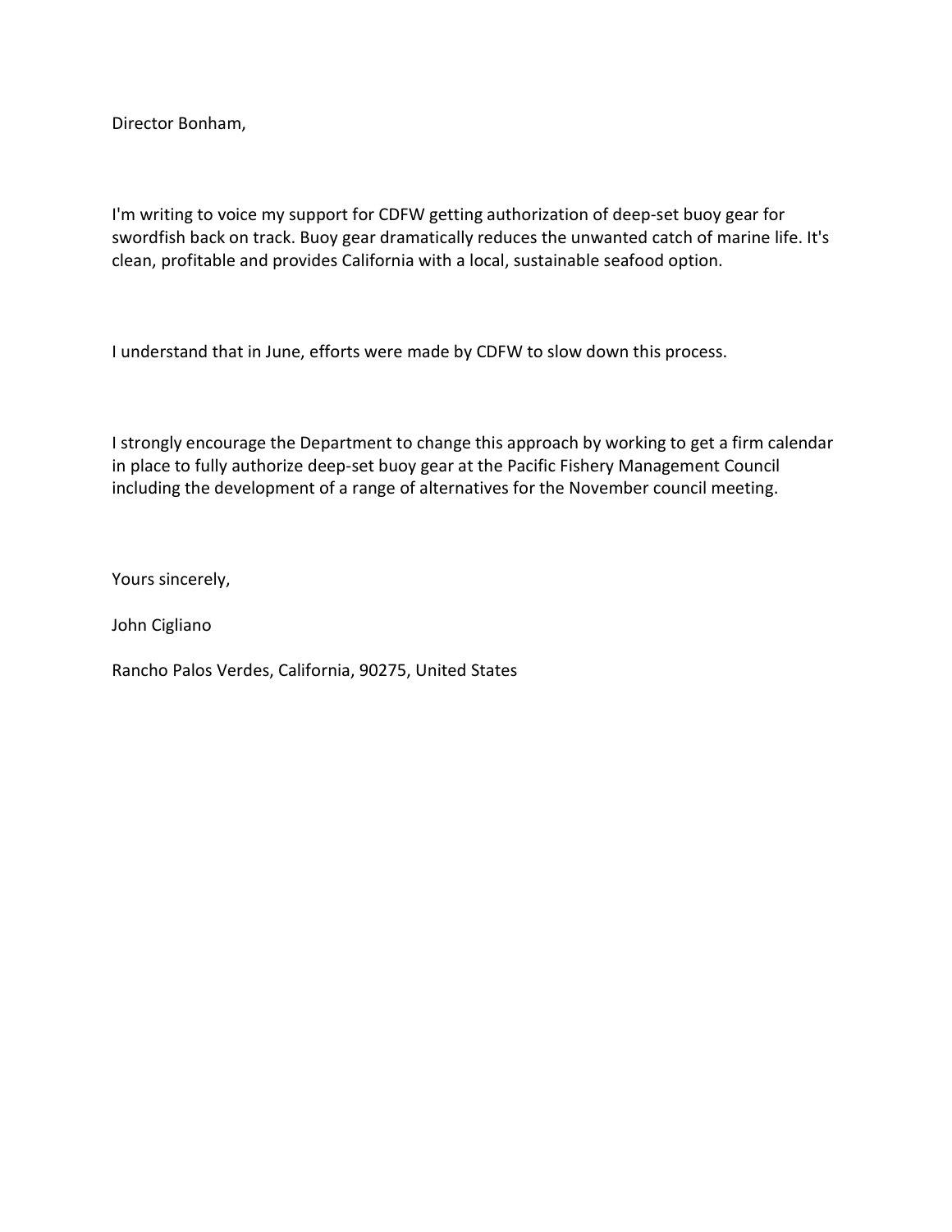Director Bonham,

I'm writing to voice my support for CDFW getting authorization of deep-set buoy gear for swordfish back on track. Buoy gear dramatically reduces the unwanted catch of marine life. It's clean, profitable and provides California with a local, sustainable seafood option.

I understand that in June, efforts were made by CDFW to slow down this process.

I strongly encourage the Department to change this approach by working to get a firm calendar in place to fully authorize deep-set buoy gear at the Pacific Fishery Management Council including the development of a range of alternatives for the November council meeting.

Yours sincerely,

John Cigliano

Rancho Palos Verdes, California, 90275, United States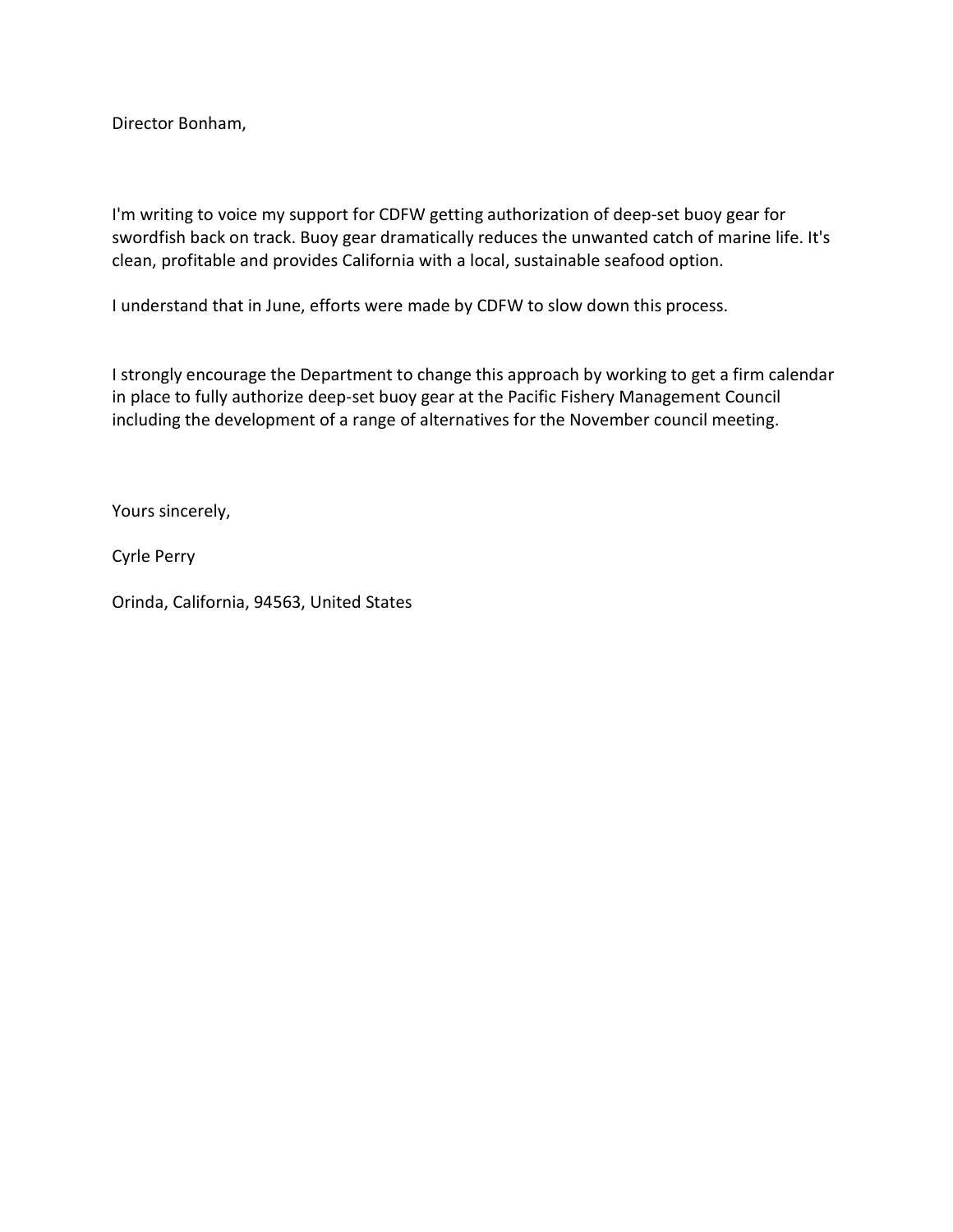Director Bonham,

I'm writing to voice my support for CDFW getting authorization of deep-set buoy gear for swordfish back on track. Buoy gear dramatically reduces the unwanted catch of marine life. It's clean, profitable and provides California with a local, sustainable seafood option.

I understand that in June, efforts were made by CDFW to slow down this process.

I strongly encourage the Department to change this approach by working to get a firm calendar in place to fully authorize deep-set buoy gear at the Pacific Fishery Management Council including the development of a range of alternatives for the November council meeting.

Yours sincerely,

Cyrle Perry

Orinda, California, 94563, United States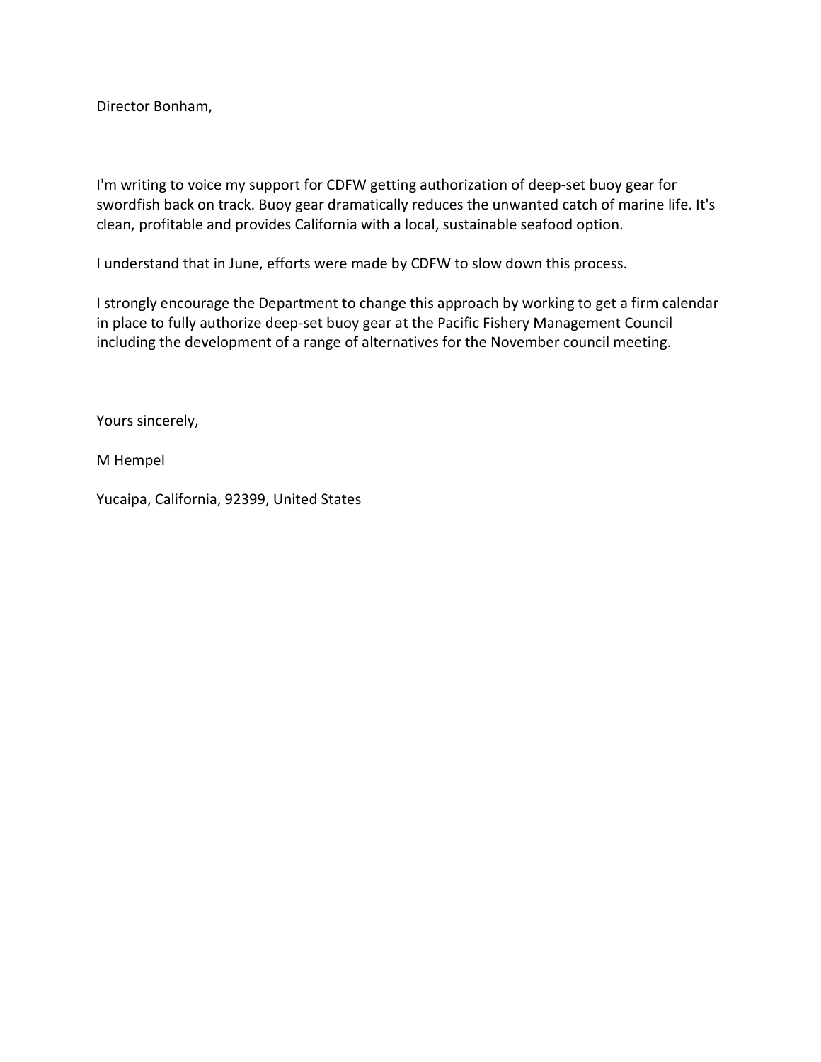Director Bonham,

I'm writing to voice my support for CDFW getting authorization of deep-set buoy gear for swordfish back on track. Buoy gear dramatically reduces the unwanted catch of marine life. It's clean, profitable and provides California with a local, sustainable seafood option.

I understand that in June, efforts were made by CDFW to slow down this process.

I strongly encourage the Department to change this approach by working to get a firm calendar in place to fully authorize deep-set buoy gear at the Pacific Fishery Management Council including the development of a range of alternatives for the November council meeting.

Yours sincerely,

M Hempel

Yucaipa, California, 92399, United States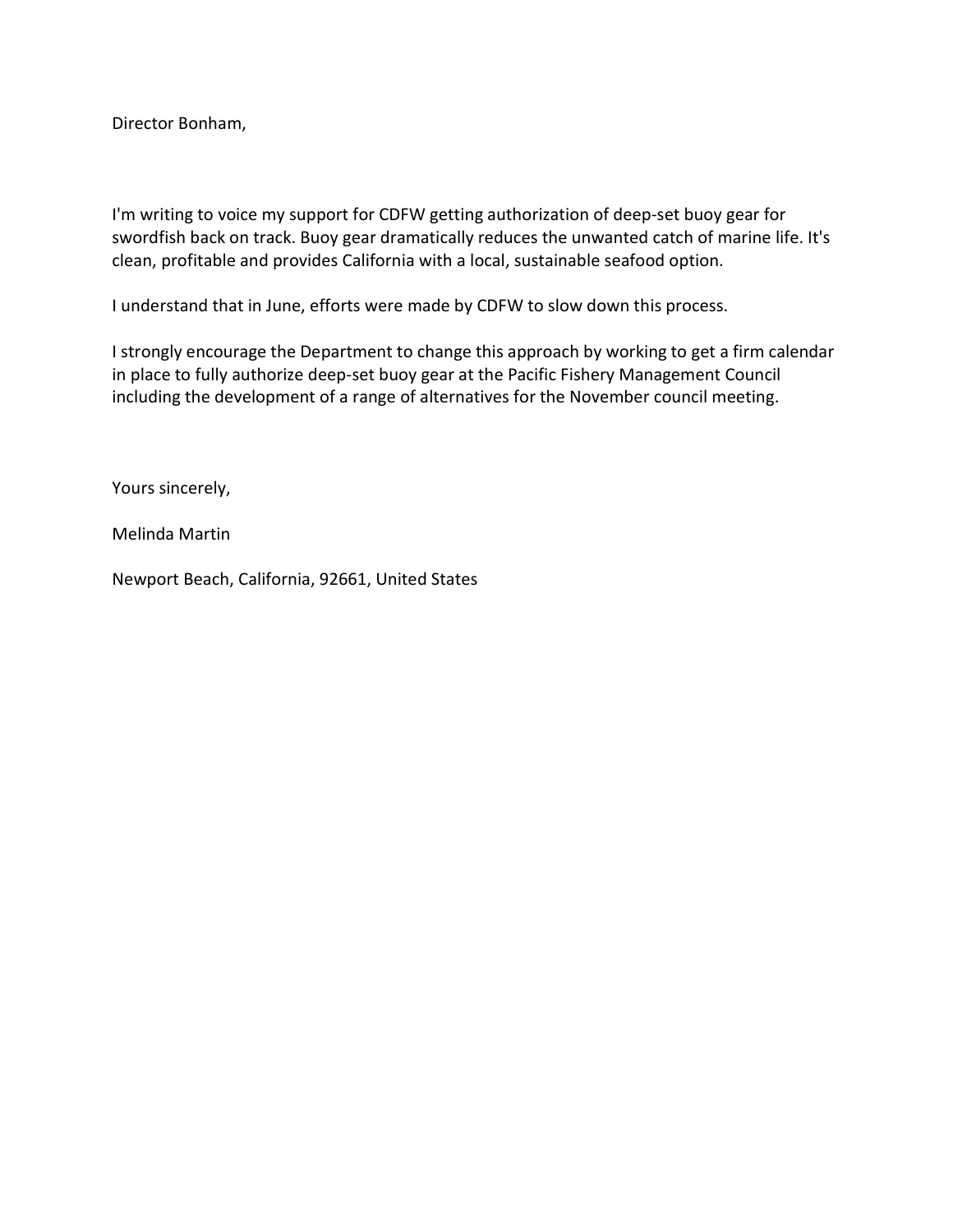Director Bonham,

I'm writing to voice my support for CDFW getting authorization of deep-set buoy gear for swordfish back on track. Buoy gear dramatically reduces the unwanted catch of marine life. It's clean, profitable and provides California with a local, sustainable seafood option.

I understand that in June, efforts were made by CDFW to slow down this process.

I strongly encourage the Department to change this approach by working to get a firm calendar in place to fully authorize deep-set buoy gear at the Pacific Fishery Management Council including the development of a range of alternatives for the November council meeting.

Yours sincerely,

Melinda Martin

Newport Beach, California, 92661, United States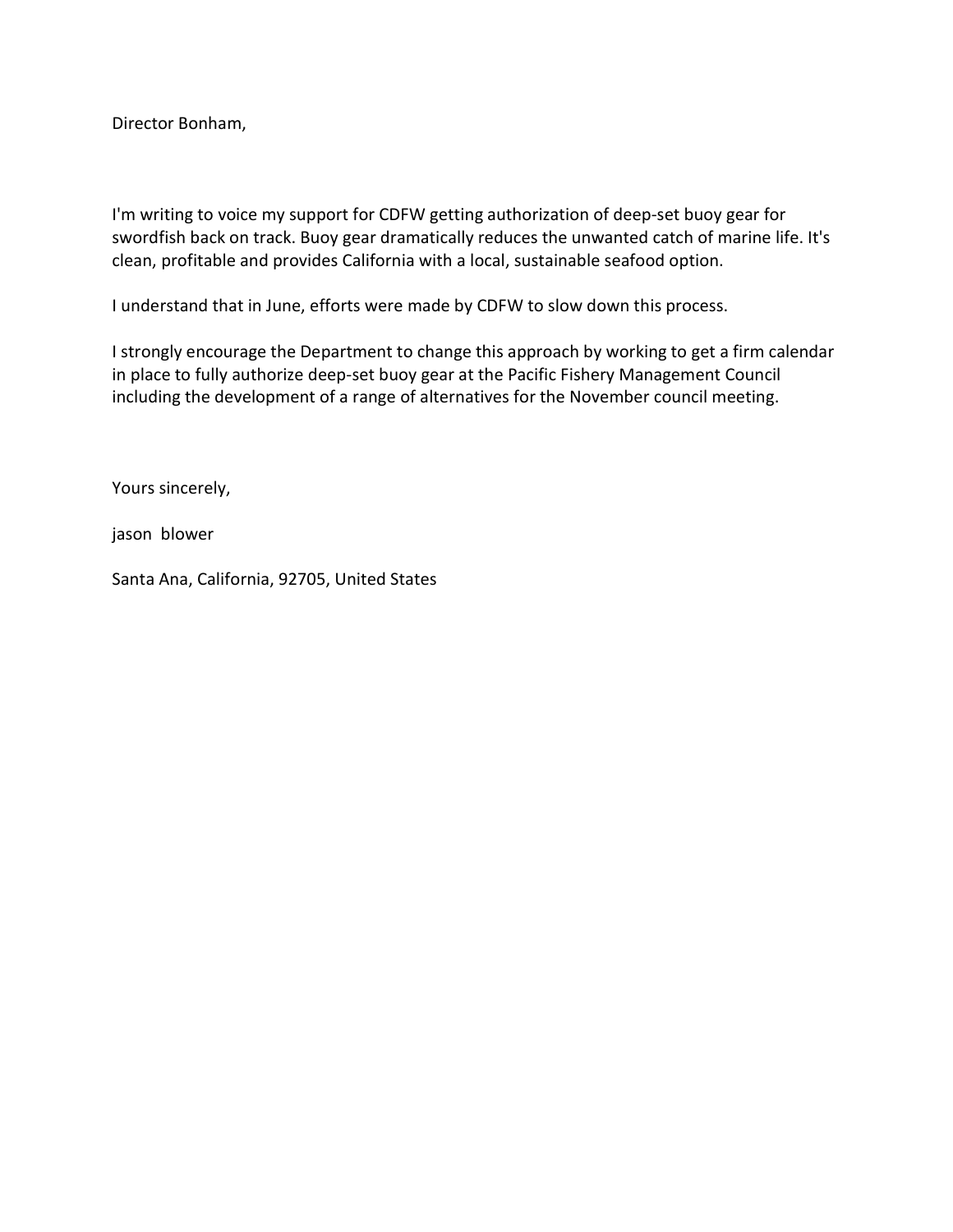Director Bonham,

I'm writing to voice my support for CDFW getting authorization of deep-set buoy gear for swordfish back on track. Buoy gear dramatically reduces the unwanted catch of marine life. It's clean, profitable and provides California with a local, sustainable seafood option.

I understand that in June, efforts were made by CDFW to slow down this process.

I strongly encourage the Department to change this approach by working to get a firm calendar in place to fully authorize deep-set buoy gear at the Pacific Fishery Management Council including the development of a range of alternatives for the November council meeting.

Yours sincerely,

jason  blower

Santa Ana, California, 92705, United States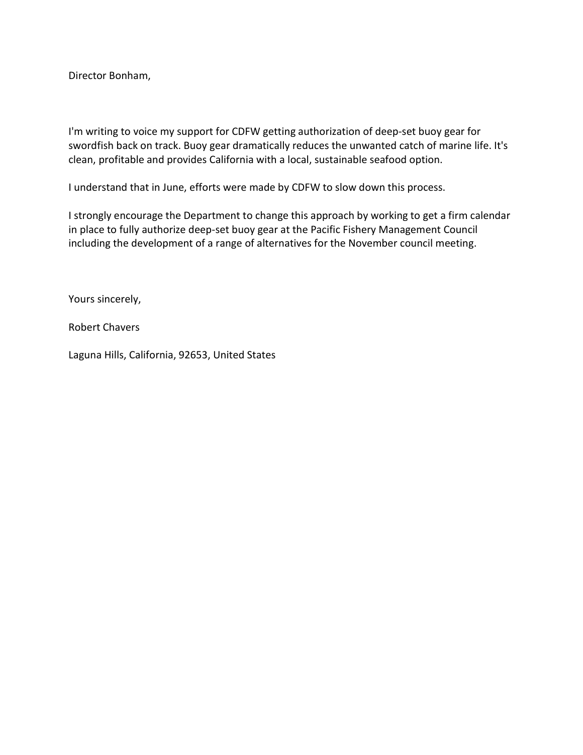Director Bonham,

I'm writing to voice my support for CDFW getting authorization of deep-set buoy gear for swordfish back on track. Buoy gear dramatically reduces the unwanted catch of marine life. It's clean, profitable and provides California with a local, sustainable seafood option.

I understand that in June, efforts were made by CDFW to slow down this process.

I strongly encourage the Department to change this approach by working to get a firm calendar in place to fully authorize deep-set buoy gear at the Pacific Fishery Management Council including the development of a range of alternatives for the November council meeting.

Yours sincerely,

Robert Chavers

Laguna Hills, California, 92653, United States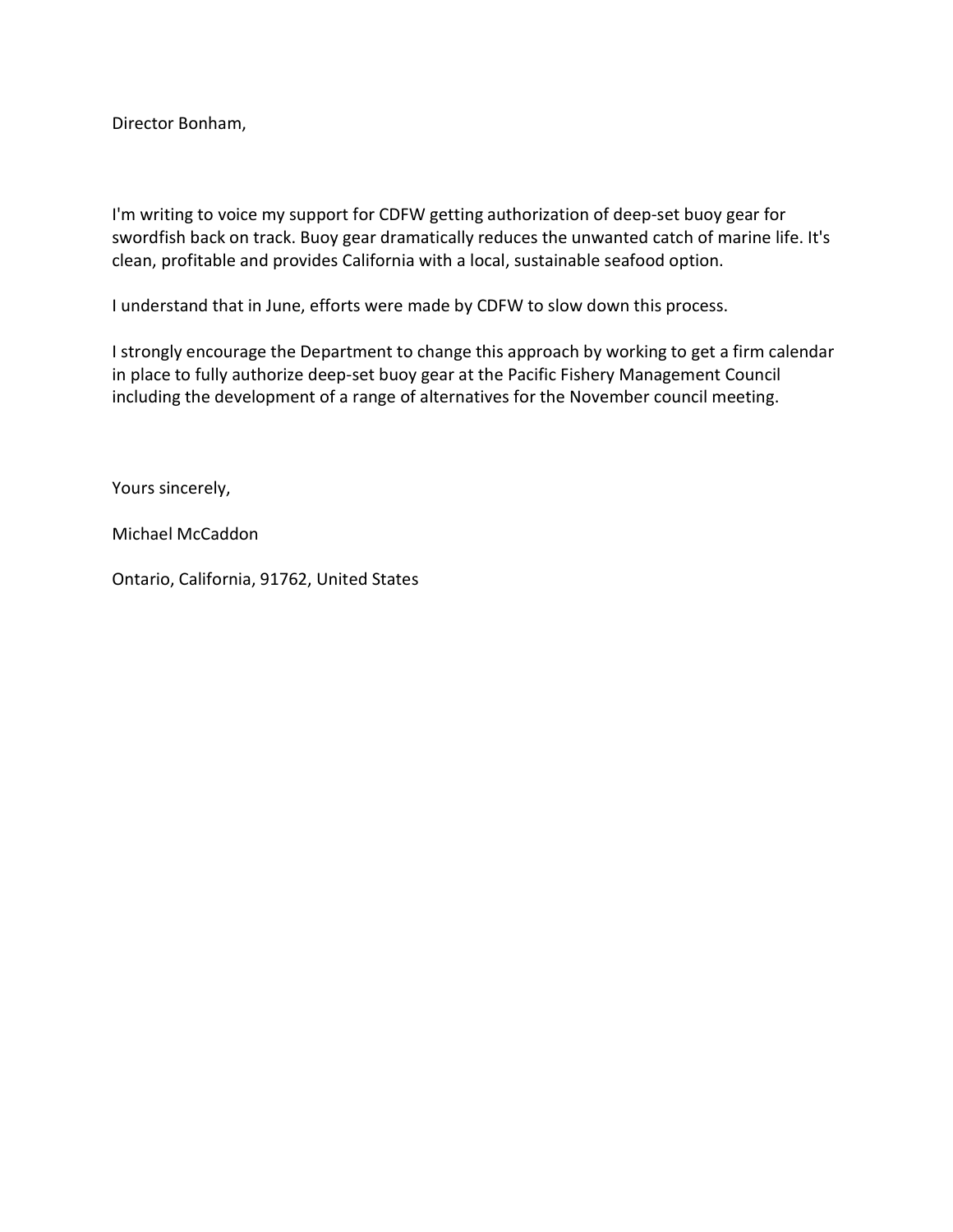Director Bonham,

I'm writing to voice my support for CDFW getting authorization of deep-set buoy gear for swordfish back on track. Buoy gear dramatically reduces the unwanted catch of marine life. It's clean, profitable and provides California with a local, sustainable seafood option.

I understand that in June, efforts were made by CDFW to slow down this process.

I strongly encourage the Department to change this approach by working to get a firm calendar in place to fully authorize deep-set buoy gear at the Pacific Fishery Management Council including the development of a range of alternatives for the November council meeting.

Yours sincerely,

Michael McCaddon

Ontario, California, 91762, United States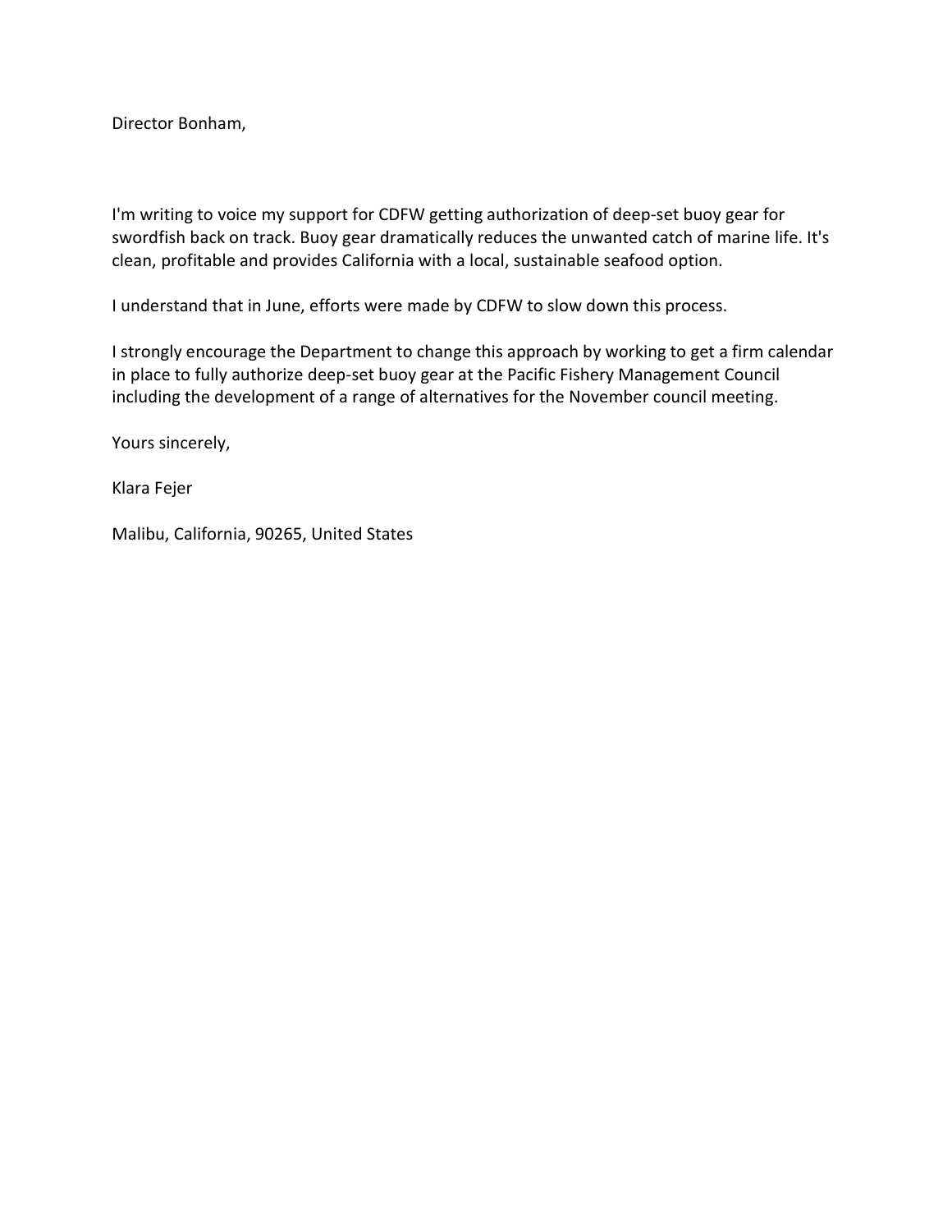Director Bonham,

I'm writing to voice my support for CDFW getting authorization of deep-set buoy gear for swordfish back on track. Buoy gear dramatically reduces the unwanted catch of marine life. It's clean, profitable and provides California with a local, sustainable seafood option.

I understand that in June, efforts were made by CDFW to slow down this process.

I strongly encourage the Department to change this approach by working to get a firm calendar in place to fully authorize deep-set buoy gear at the Pacific Fishery Management Council including the development of a range of alternatives for the November council meeting.

Yours sincerely,

Klara Fejer

Malibu, California, 90265, United States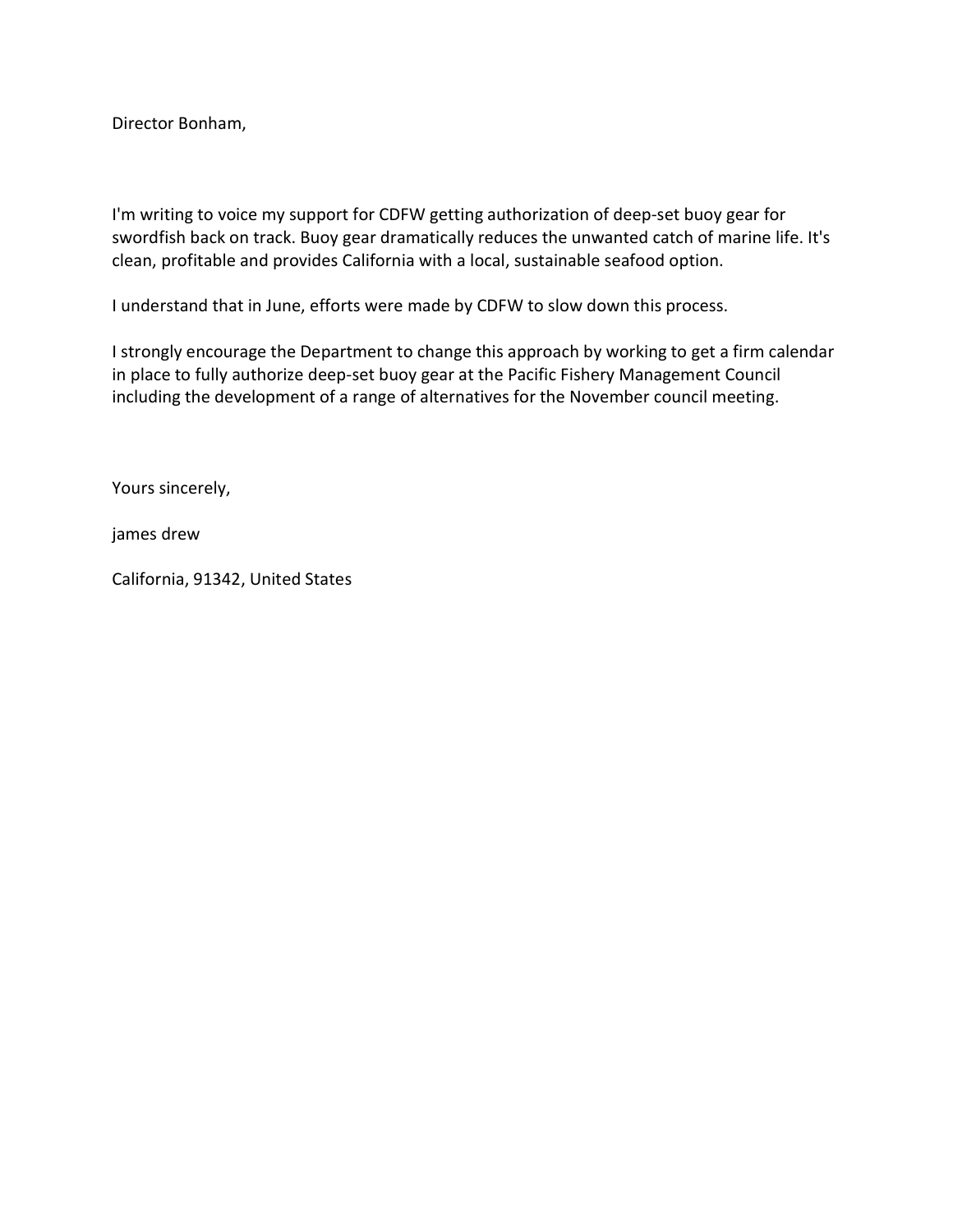Director Bonham,

I'm writing to voice my support for CDFW getting authorization of deep-set buoy gear for swordfish back on track. Buoy gear dramatically reduces the unwanted catch of marine life. It's clean, profitable and provides California with a local, sustainable seafood option.

I understand that in June, efforts were made by CDFW to slow down this process.

I strongly encourage the Department to change this approach by working to get a firm calendar in place to fully authorize deep-set buoy gear at the Pacific Fishery Management Council including the development of a range of alternatives for the November council meeting.

Yours sincerely,

james drew

California, 91342, United States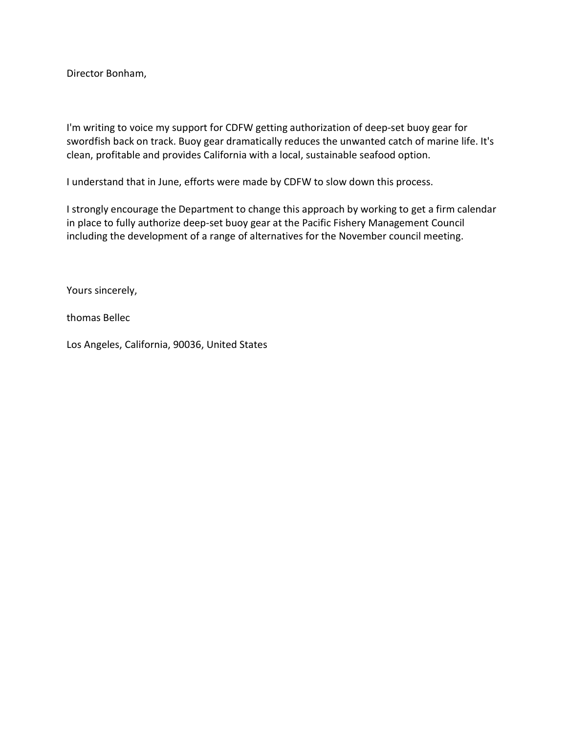Director Bonham,

I'm writing to voice my support for CDFW getting authorization of deep-set buoy gear for swordfish back on track. Buoy gear dramatically reduces the unwanted catch of marine life. It's clean, profitable and provides California with a local, sustainable seafood option.

I understand that in June, efforts were made by CDFW to slow down this process.

I strongly encourage the Department to change this approach by working to get a firm calendar in place to fully authorize deep-set buoy gear at the Pacific Fishery Management Council including the development of a range of alternatives for the November council meeting.

Yours sincerely,

thomas Bellec

Los Angeles, California, 90036, United States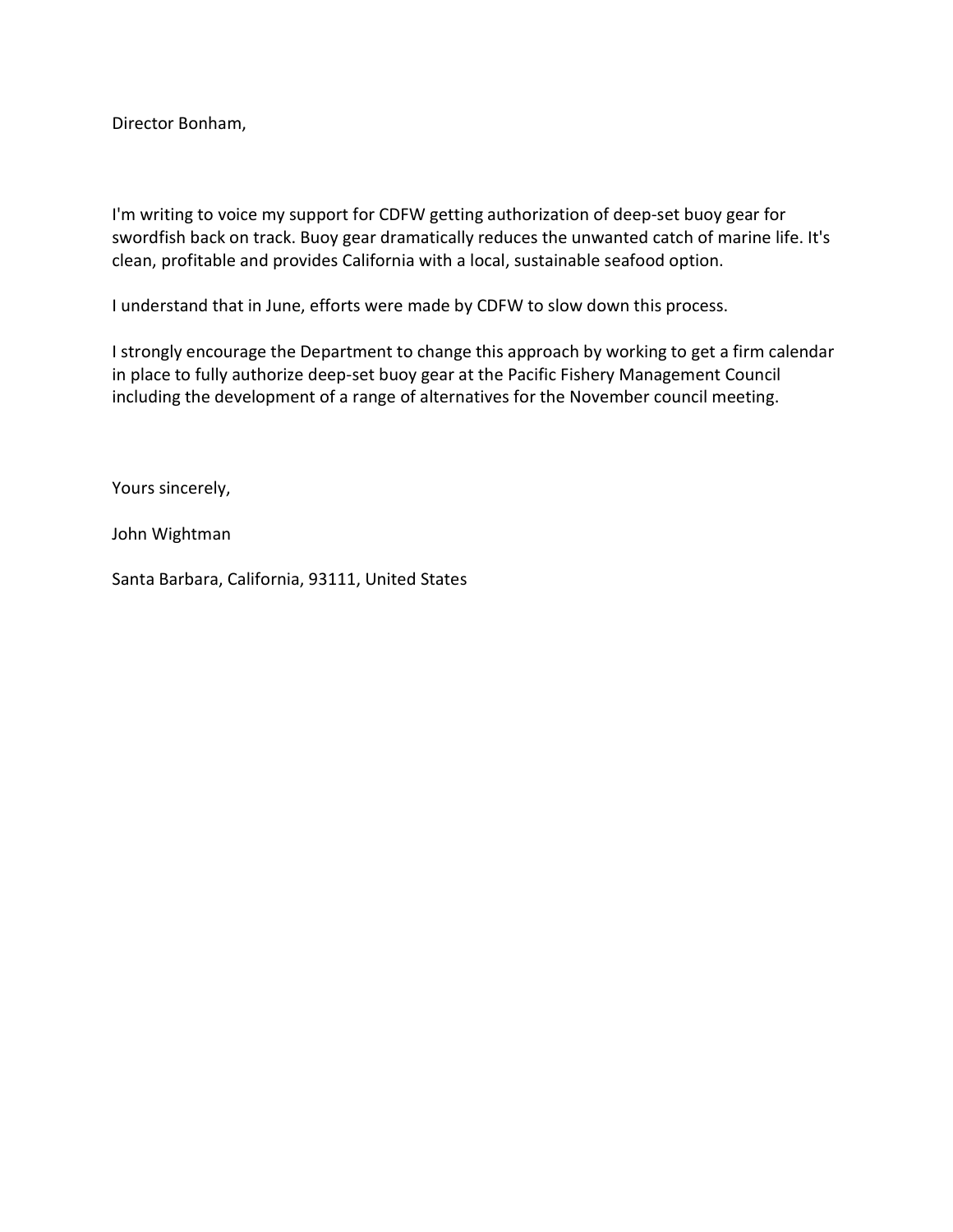Director Bonham,

I'm writing to voice my support for CDFW getting authorization of deep-set buoy gear for swordfish back on track. Buoy gear dramatically reduces the unwanted catch of marine life. It's clean, profitable and provides California with a local, sustainable seafood option.

I understand that in June, efforts were made by CDFW to slow down this process.

I strongly encourage the Department to change this approach by working to get a firm calendar in place to fully authorize deep-set buoy gear at the Pacific Fishery Management Council including the development of a range of alternatives for the November council meeting.

Yours sincerely,

John Wightman

Santa Barbara, California, 93111, United States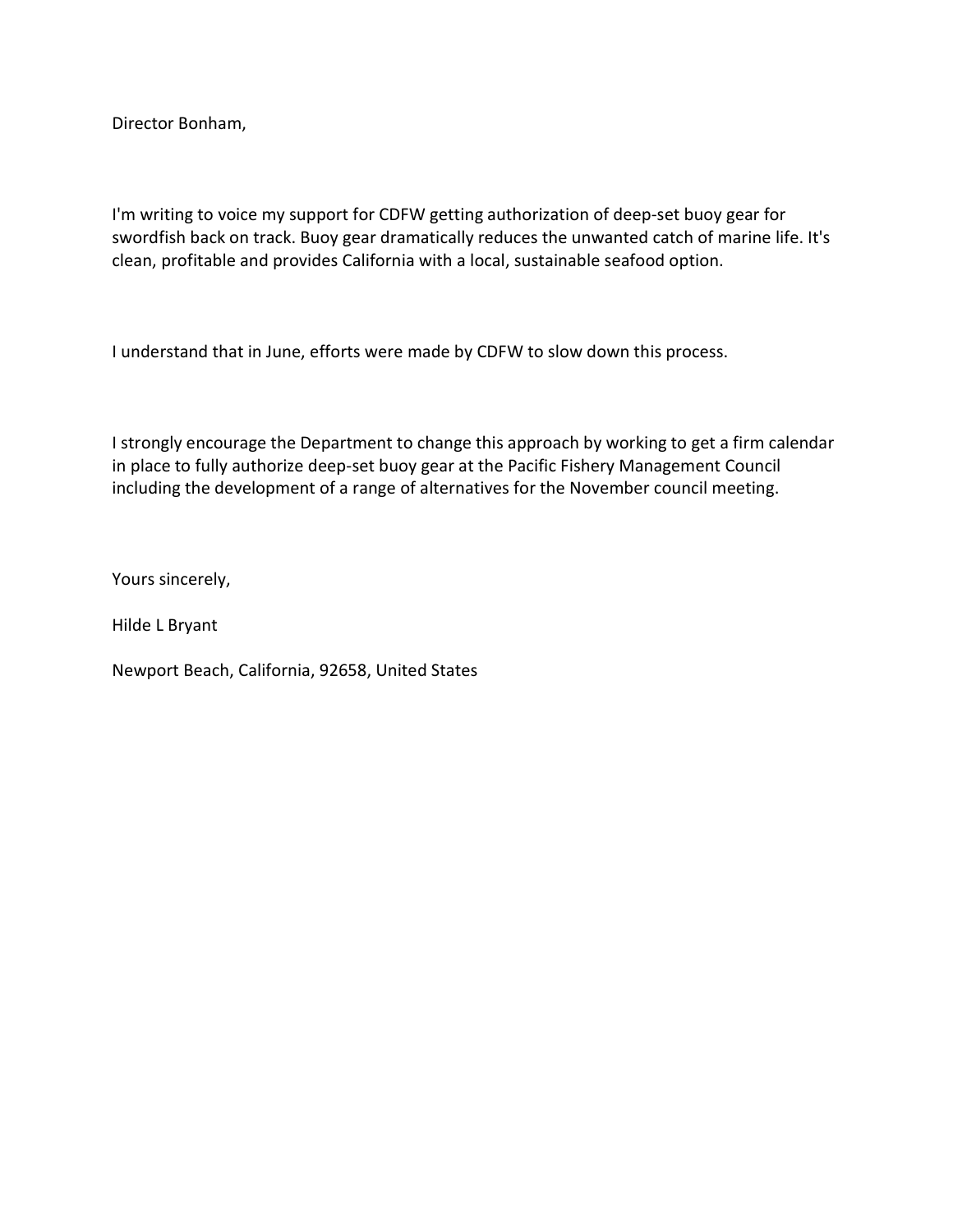Director Bonham,

I'm writing to voice my support for CDFW getting authorization of deep-set buoy gear for swordfish back on track. Buoy gear dramatically reduces the unwanted catch of marine life. It's clean, profitable and provides California with a local, sustainable seafood option.

I understand that in June, efforts were made by CDFW to slow down this process.

I strongly encourage the Department to change this approach by working to get a firm calendar in place to fully authorize deep-set buoy gear at the Pacific Fishery Management Council including the development of a range of alternatives for the November council meeting.

Yours sincerely,

Hilde L Bryant

Newport Beach, California, 92658, United States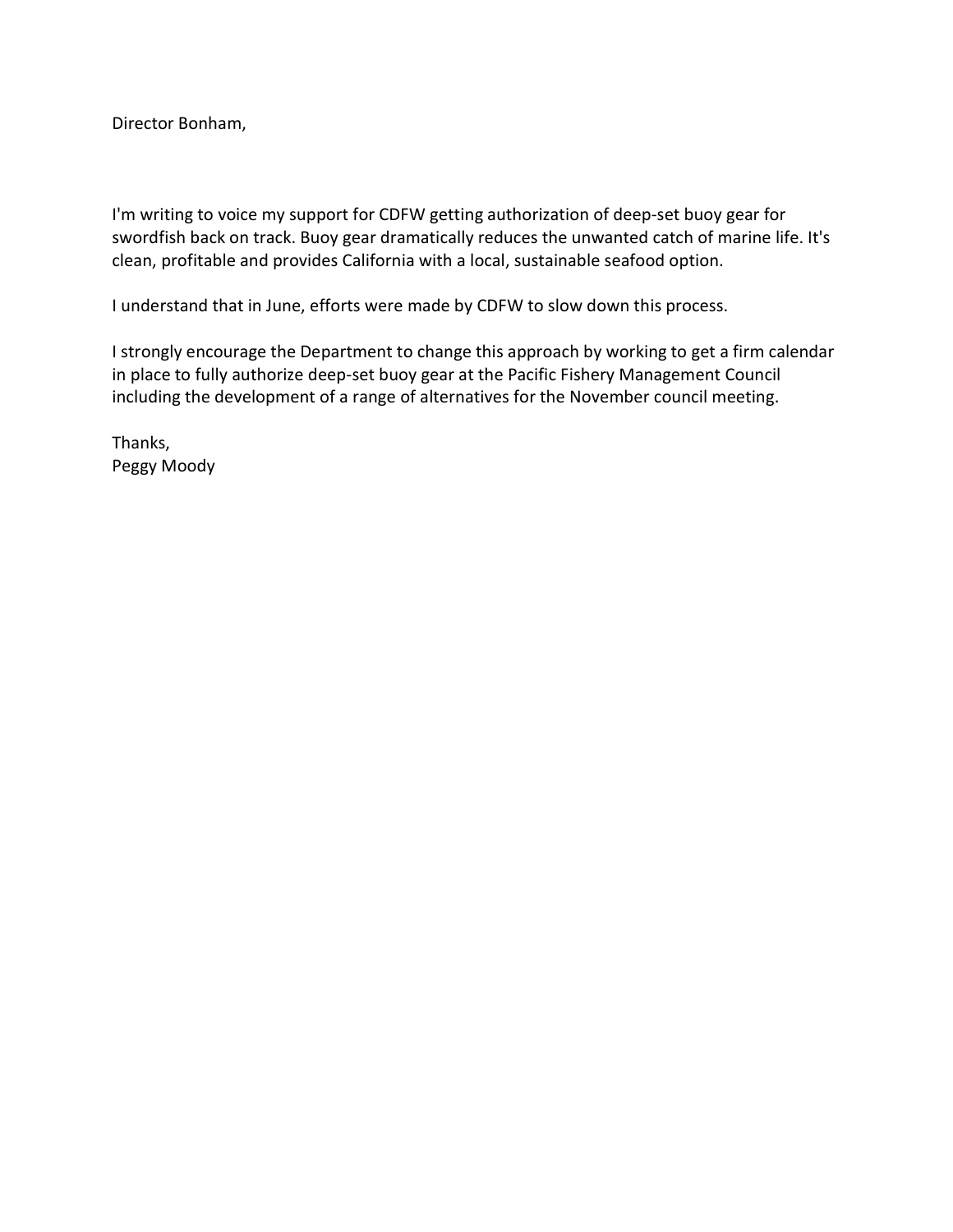Director Bonham,

I'm writing to voice my support for CDFW getting authorization of deep-set buoy gear for swordfish back on track. Buoy gear dramatically reduces the unwanted catch of marine life. It's clean, profitable and provides California with a local, sustainable seafood option.

I understand that in June, efforts were made by CDFW to slow down this process.

I strongly encourage the Department to change this approach by working to get a firm calendar in place to fully authorize deep-set buoy gear at the Pacific Fishery Management Council including the development of a range of alternatives for the November council meeting.

Thanks,
Peggy Moody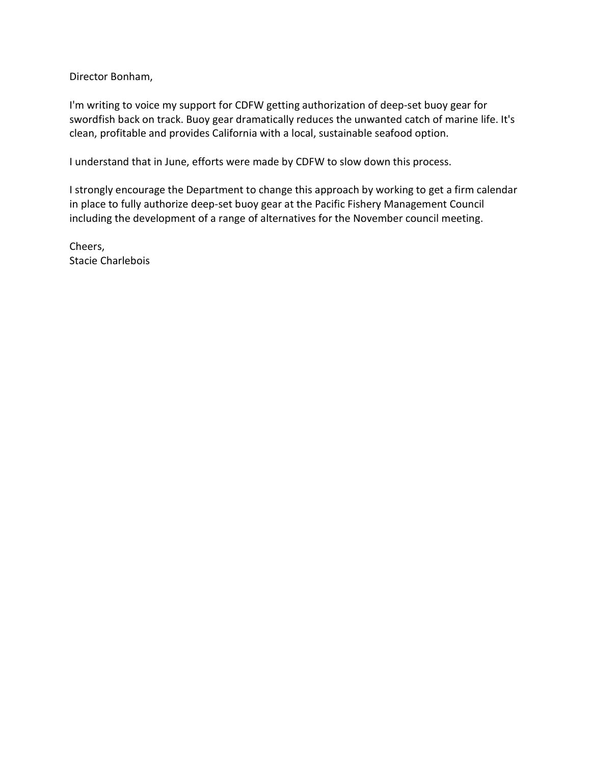Director Bonham,

I'm writing to voice my support for CDFW getting authorization of deep-set buoy gear for swordfish back on track. Buoy gear dramatically reduces the unwanted catch of marine life. It's clean, profitable and provides California with a local, sustainable seafood option.

I understand that in June, efforts were made by CDFW to slow down this process.

I strongly encourage the Department to change this approach by working to get a firm calendar in place to fully authorize deep-set buoy gear at the Pacific Fishery Management Council including the development of a range of alternatives for the November council meeting.

Cheers,
Stacie Charlebois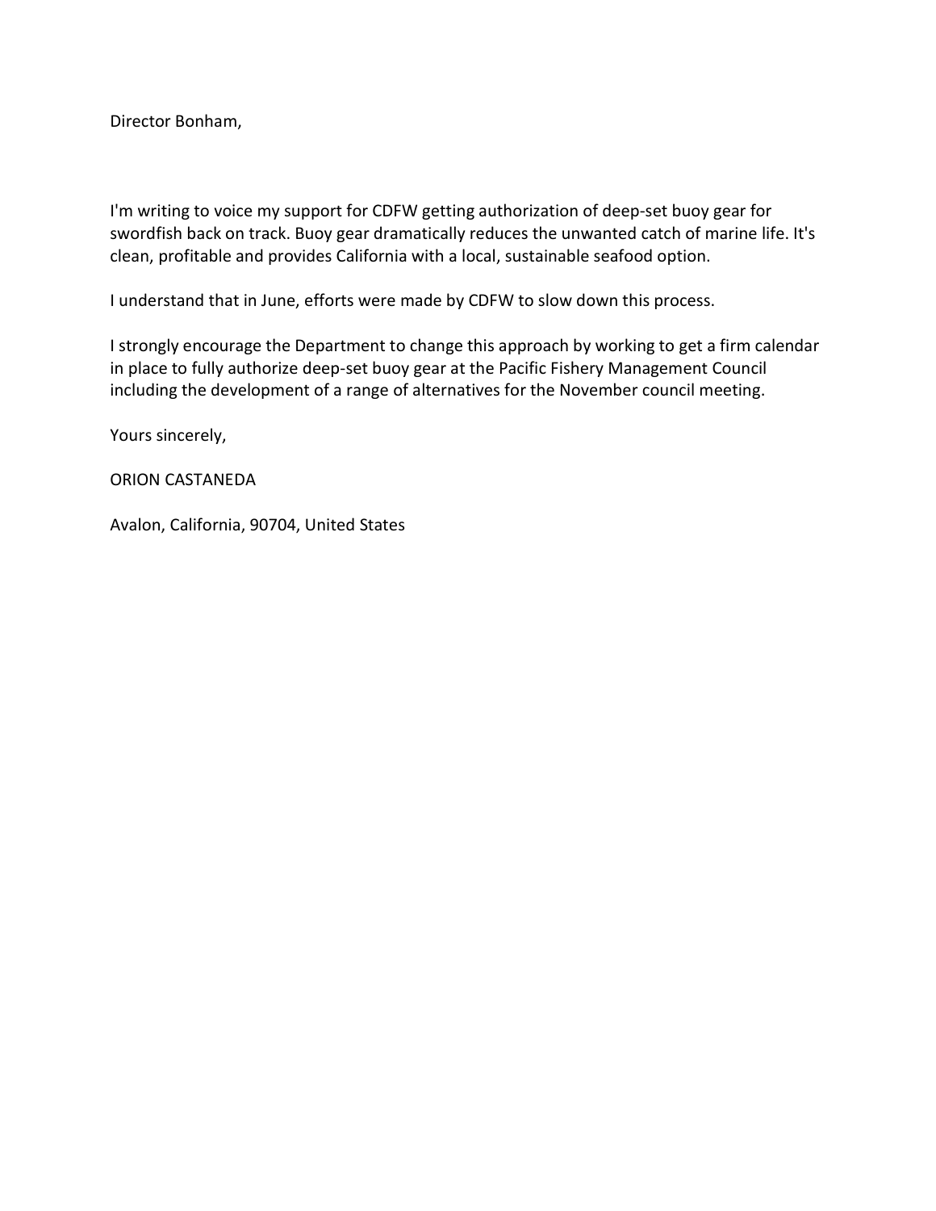Director Bonham,

I'm writing to voice my support for CDFW getting authorization of deep-set buoy gear for swordfish back on track. Buoy gear dramatically reduces the unwanted catch of marine life. It's clean, profitable and provides California with a local, sustainable seafood option.

I understand that in June, efforts were made by CDFW to slow down this process.

I strongly encourage the Department to change this approach by working to get a firm calendar in place to fully authorize deep-set buoy gear at the Pacific Fishery Management Council including the development of a range of alternatives for the November council meeting.

Yours sincerely,

ORION CASTANEDA

Avalon, California, 90704, United States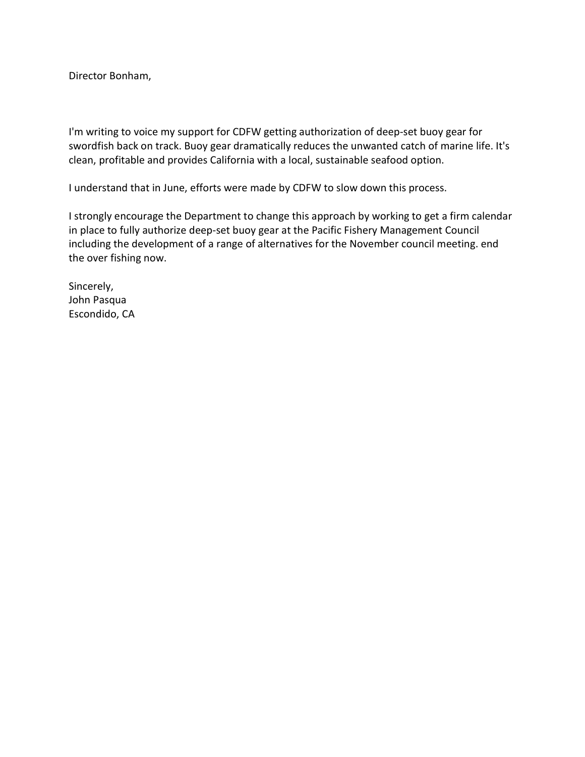Director Bonham,

I'm writing to voice my support for CDFW getting authorization of deep-set buoy gear for swordfish back on track. Buoy gear dramatically reduces the unwanted catch of marine life. It's clean, profitable and provides California with a local, sustainable seafood option.

I understand that in June, efforts were made by CDFW to slow down this process.

I strongly encourage the Department to change this approach by working to get a firm calendar in place to fully authorize deep-set buoy gear at the Pacific Fishery Management Council including the development of a range of alternatives for the November council meeting. end the over fishing now.

Sincerely,  
John Pasqua  
Escondido, CA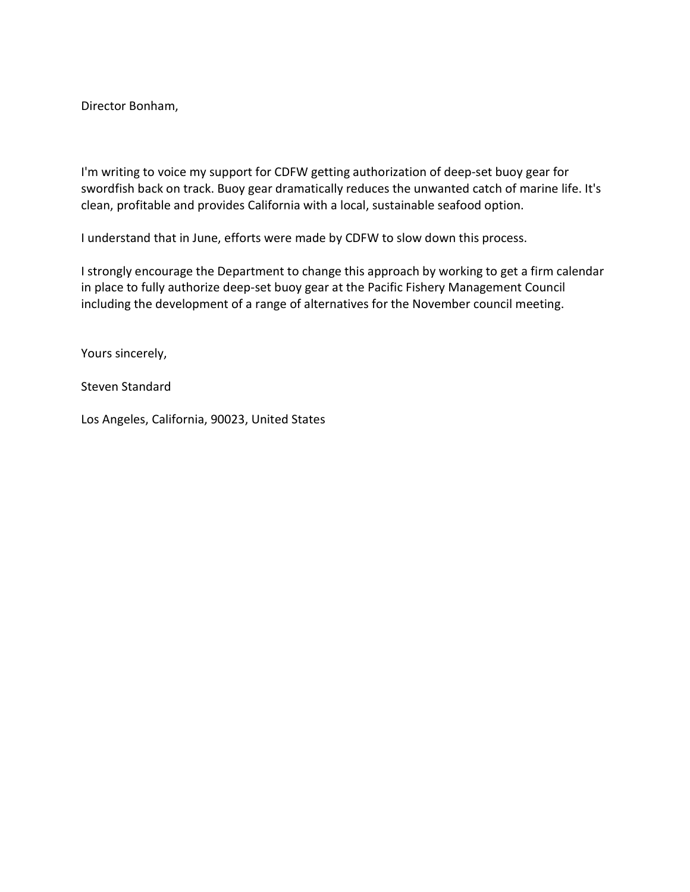Director Bonham,

I'm writing to voice my support for CDFW getting authorization of deep-set buoy gear for swordfish back on track. Buoy gear dramatically reduces the unwanted catch of marine life. It's clean, profitable and provides California with a local, sustainable seafood option.

I understand that in June, efforts were made by CDFW to slow down this process.

I strongly encourage the Department to change this approach by working to get a firm calendar in place to fully authorize deep-set buoy gear at the Pacific Fishery Management Council including the development of a range of alternatives for the November council meeting.

Yours sincerely,

Steven Standard

Los Angeles, California, 90023, United States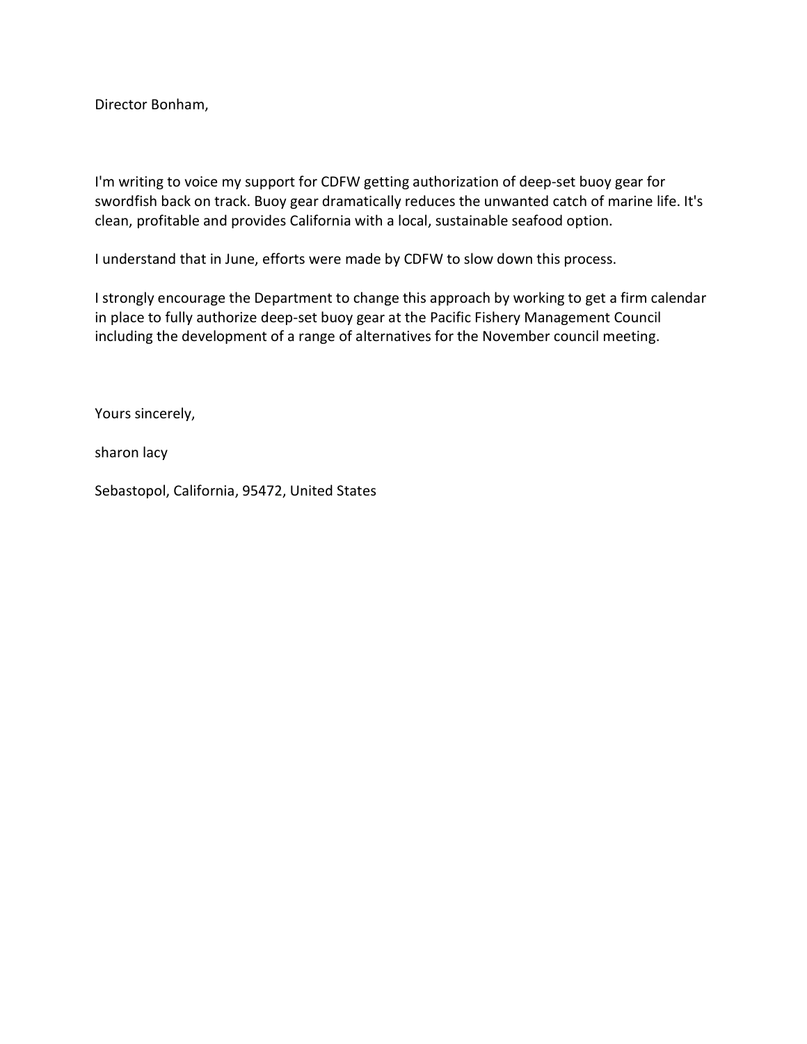Director Bonham,

I'm writing to voice my support for CDFW getting authorization of deep-set buoy gear for swordfish back on track. Buoy gear dramatically reduces the unwanted catch of marine life. It's clean, profitable and provides California with a local, sustainable seafood option.

I understand that in June, efforts were made by CDFW to slow down this process.

I strongly encourage the Department to change this approach by working to get a firm calendar in place to fully authorize deep-set buoy gear at the Pacific Fishery Management Council including the development of a range of alternatives for the November council meeting.

Yours sincerely,

sharon lacy

Sebastopol, California, 95472, United States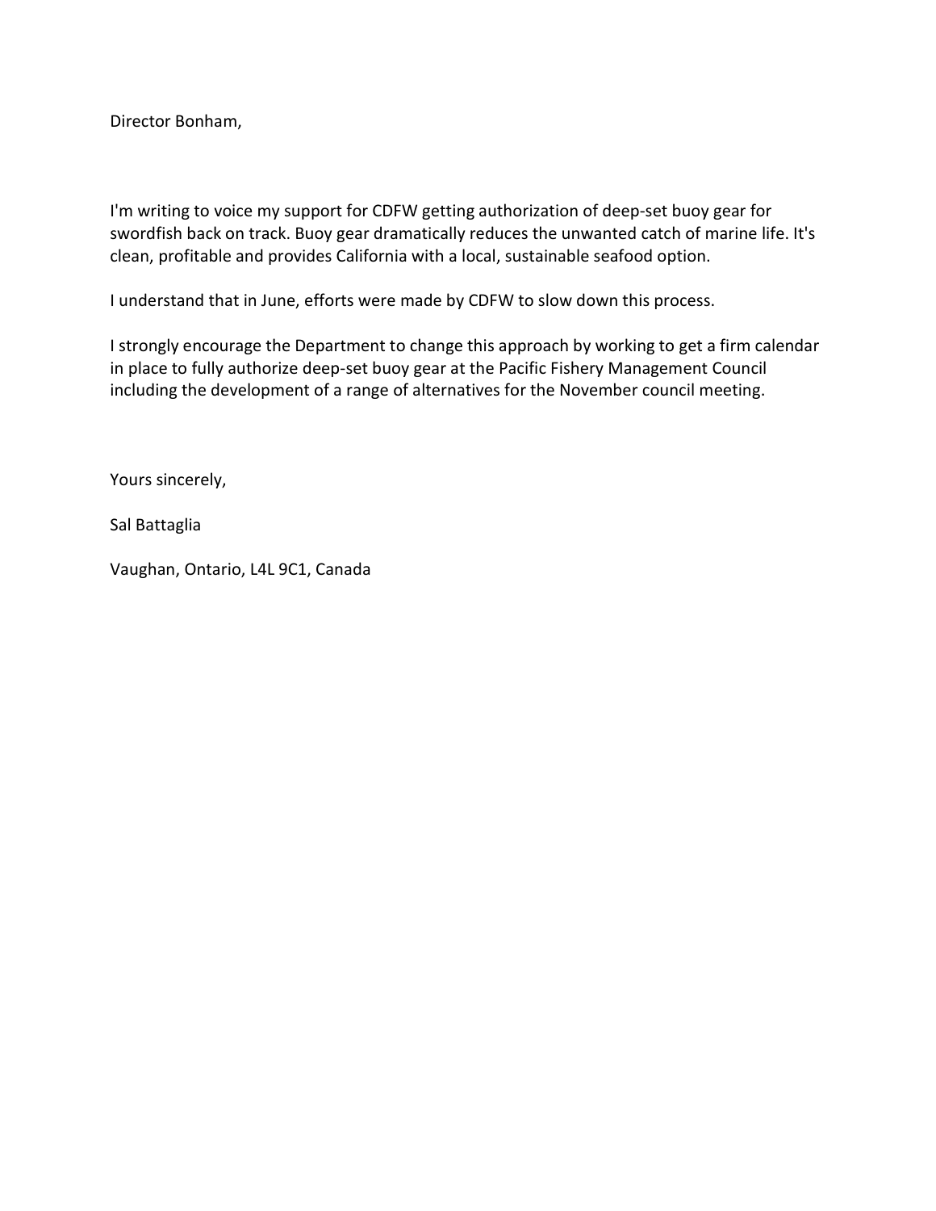Director Bonham,

I'm writing to voice my support for CDFW getting authorization of deep-set buoy gear for swordfish back on track. Buoy gear dramatically reduces the unwanted catch of marine life. It's clean, profitable and provides California with a local, sustainable seafood option.

I understand that in June, efforts were made by CDFW to slow down this process.

I strongly encourage the Department to change this approach by working to get a firm calendar in place to fully authorize deep-set buoy gear at the Pacific Fishery Management Council including the development of a range of alternatives for the November council meeting.

Yours sincerely,

Sal Battaglia

Vaughan, Ontario, L4L 9C1, Canada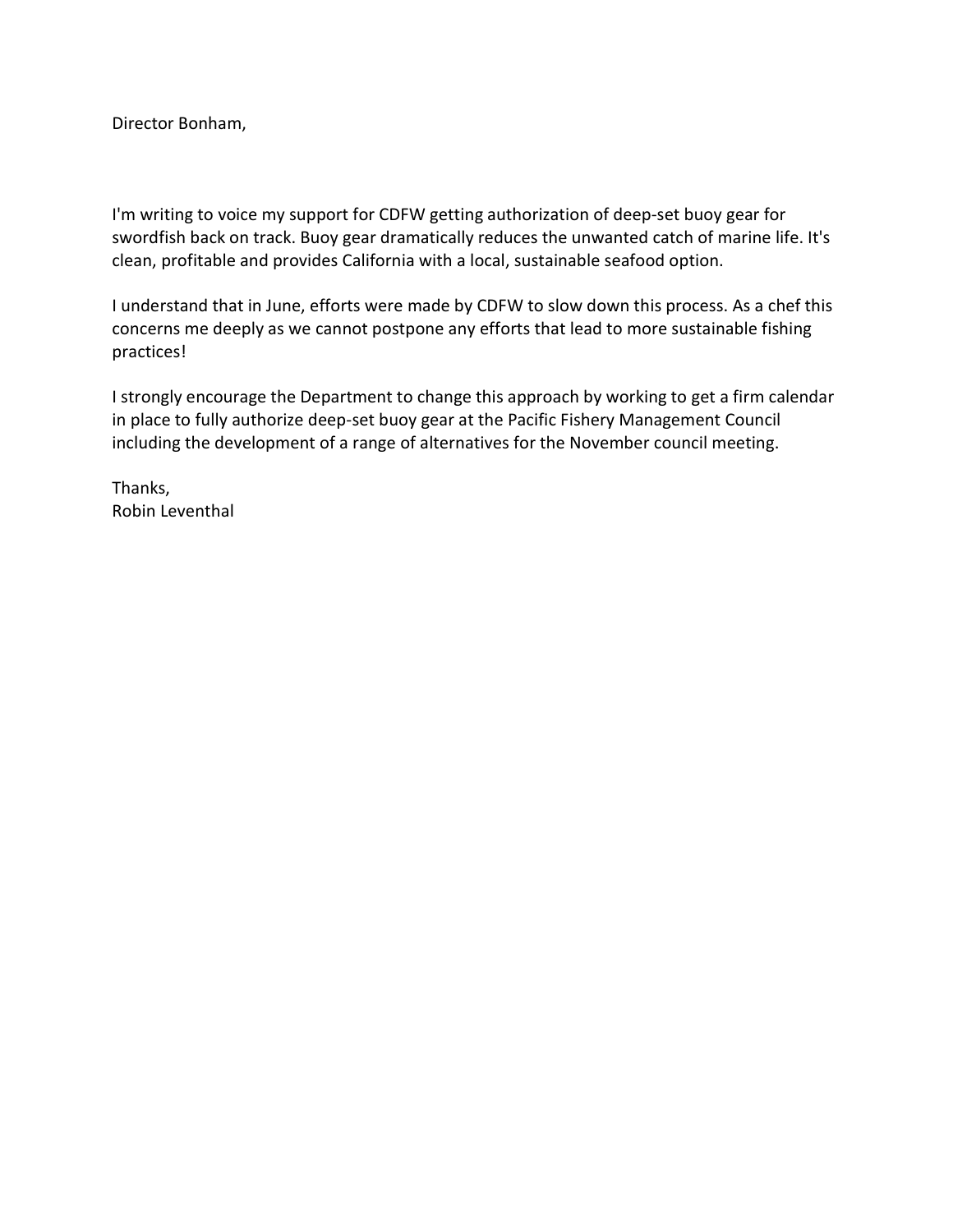Director Bonham,

I'm writing to voice my support for CDFW getting authorization of deep-set buoy gear for swordfish back on track. Buoy gear dramatically reduces the unwanted catch of marine life. It's clean, profitable and provides California with a local, sustainable seafood option.

I understand that in June, efforts were made by CDFW to slow down this process. As a chef this concerns me deeply as we cannot postpone any efforts that lead to more sustainable fishing practices!

I strongly encourage the Department to change this approach by working to get a firm calendar in place to fully authorize deep-set buoy gear at the Pacific Fishery Management Council including the development of a range of alternatives for the November council meeting.

Thanks,
Robin Leventhal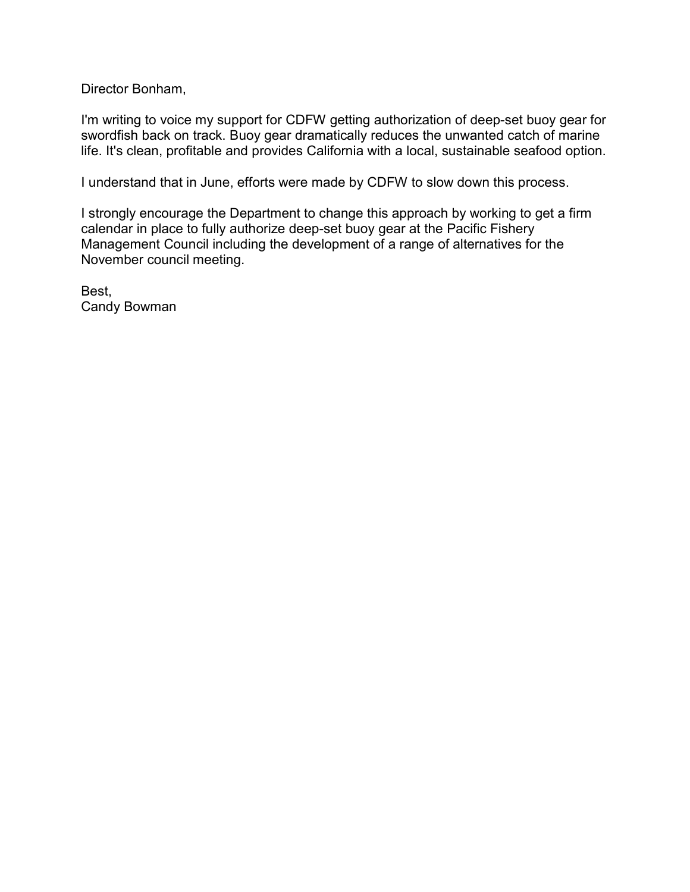Director Bonham,

I'm writing to voice my support for CDFW getting authorization of deep-set buoy gear for swordfish back on track. Buoy gear dramatically reduces the unwanted catch of marine life. It's clean, profitable and provides California with a local, sustainable seafood option.

I understand that in June, efforts were made by CDFW to slow down this process.

I strongly encourage the Department to change this approach by working to get a firm calendar in place to fully authorize deep-set buoy gear at the Pacific Fishery Management Council including the development of a range of alternatives for the November council meeting.

Best,  
Candy Bowman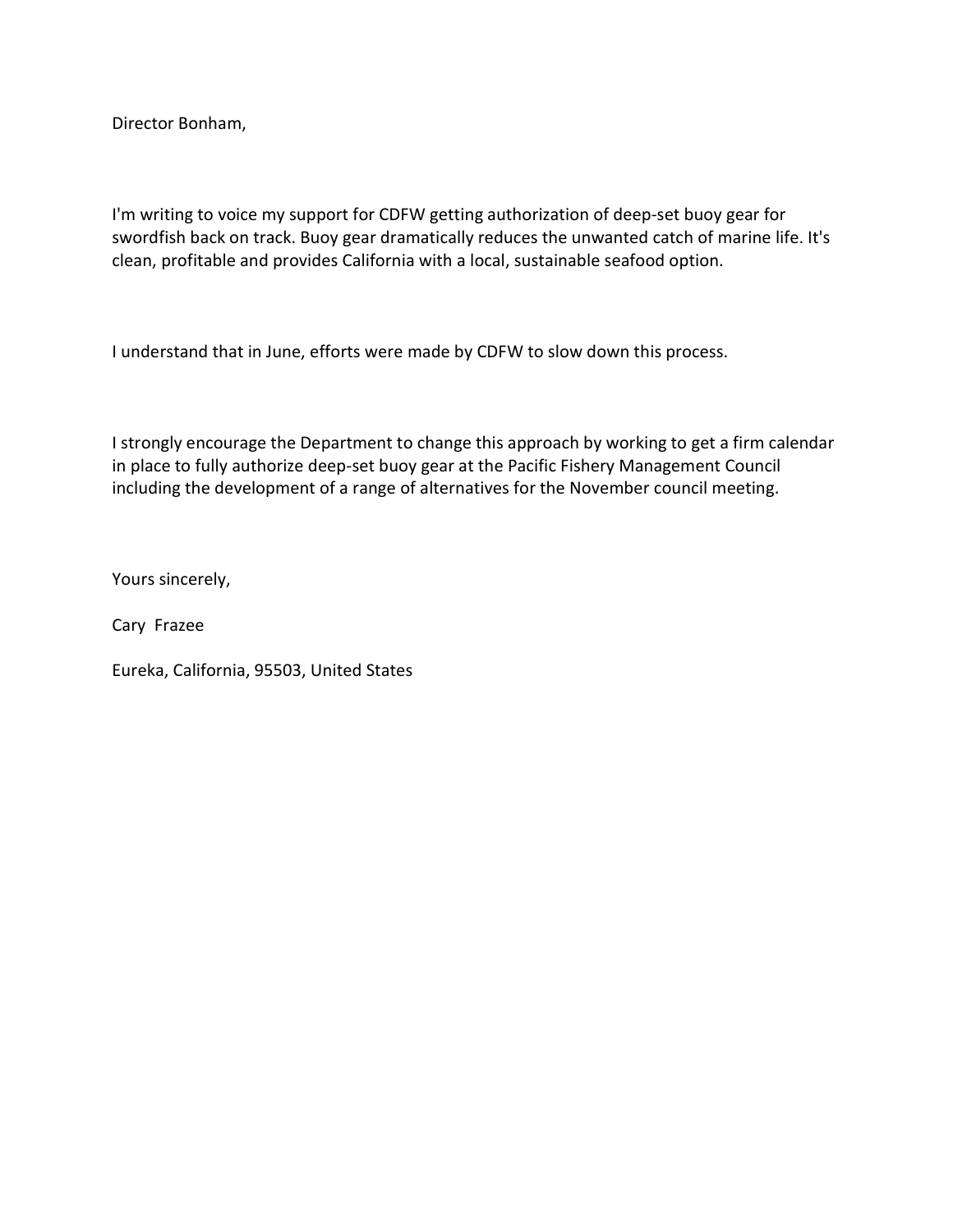Director Bonham,

I'm writing to voice my support for CDFW getting authorization of deep-set buoy gear for swordfish back on track. Buoy gear dramatically reduces the unwanted catch of marine life. It's clean, profitable and provides California with a local, sustainable seafood option.

I understand that in June, efforts were made by CDFW to slow down this process.

I strongly encourage the Department to change this approach by working to get a firm calendar in place to fully authorize deep-set buoy gear at the Pacific Fishery Management Council including the development of a range of alternatives for the November council meeting.

Yours sincerely,

Cary Frazee

Eureka, California, 95503, United States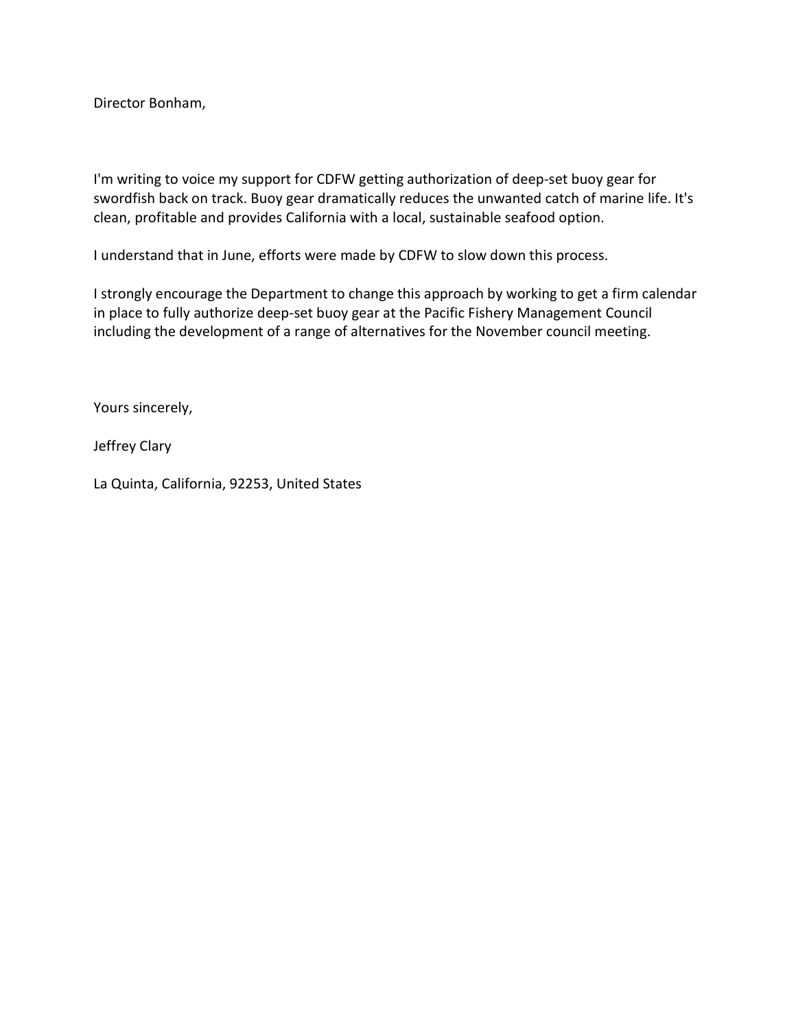Director Bonham,

I'm writing to voice my support for CDFW getting authorization of deep-set buoy gear for swordfish back on track. Buoy gear dramatically reduces the unwanted catch of marine life. It's clean, profitable and provides California with a local, sustainable seafood option.

I understand that in June, efforts were made by CDFW to slow down this process.

I strongly encourage the Department to change this approach by working to get a firm calendar in place to fully authorize deep-set buoy gear at the Pacific Fishery Management Council including the development of a range of alternatives for the November council meeting.

Yours sincerely,

Jeffrey Clary

La Quinta, California, 92253, United States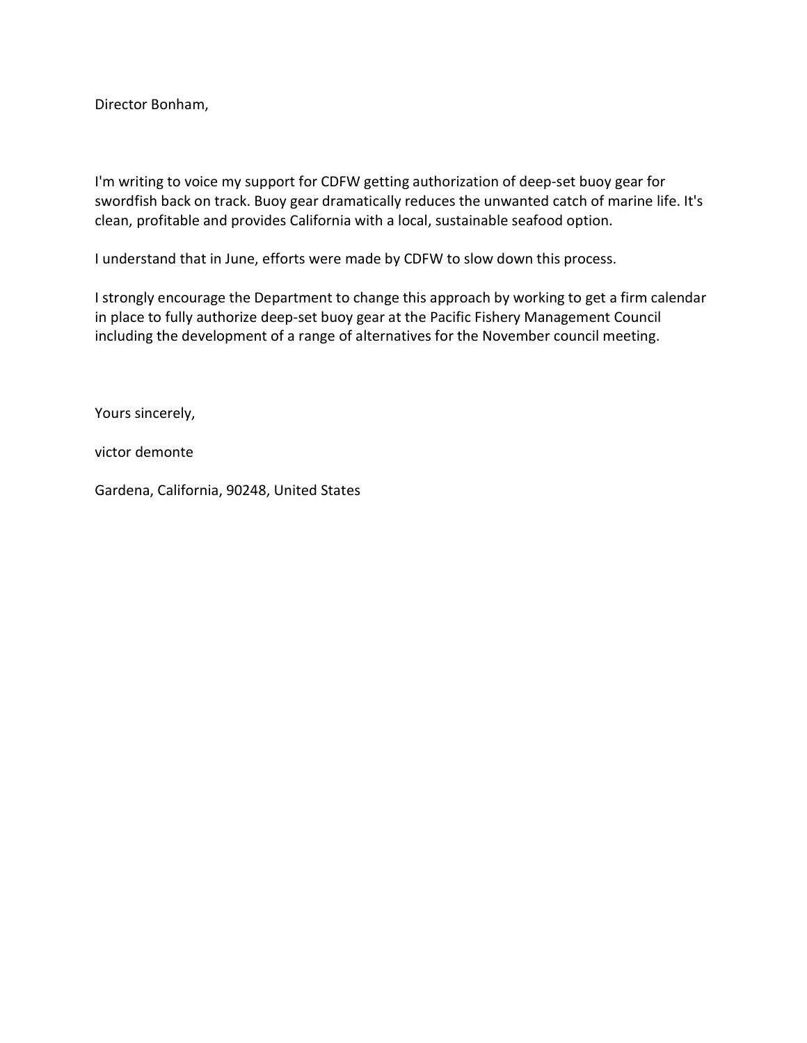Director Bonham,

I'm writing to voice my support for CDFW getting authorization of deep-set buoy gear for swordfish back on track. Buoy gear dramatically reduces the unwanted catch of marine life. It's clean, profitable and provides California with a local, sustainable seafood option.

I understand that in June, efforts were made by CDFW to slow down this process.

I strongly encourage the Department to change this approach by working to get a firm calendar in place to fully authorize deep-set buoy gear at the Pacific Fishery Management Council including the development of a range of alternatives for the November council meeting.

Yours sincerely,

victor demonte

Gardena, California, 90248, United States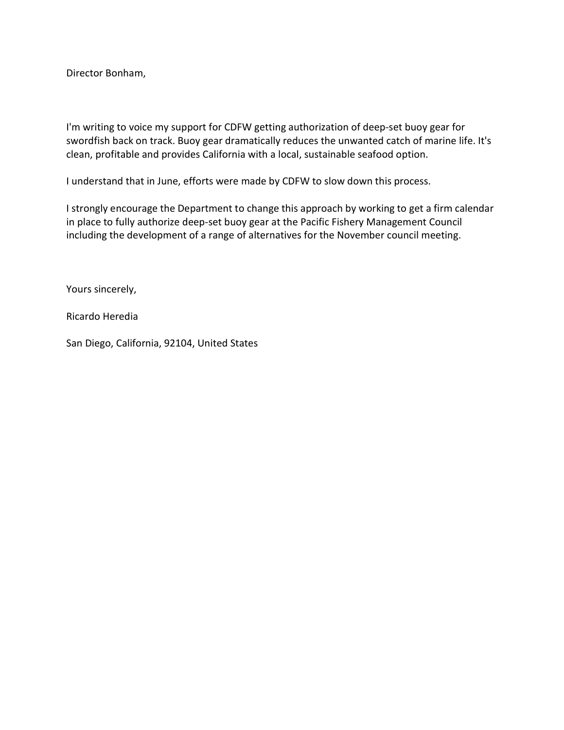Director Bonham,

I'm writing to voice my support for CDFW getting authorization of deep-set buoy gear for swordfish back on track. Buoy gear dramatically reduces the unwanted catch of marine life. It's clean, profitable and provides California with a local, sustainable seafood option.

I understand that in June, efforts were made by CDFW to slow down this process.

I strongly encourage the Department to change this approach by working to get a firm calendar in place to fully authorize deep-set buoy gear at the Pacific Fishery Management Council including the development of a range of alternatives for the November council meeting.

Yours sincerely,

Ricardo Heredia

San Diego, California, 92104, United States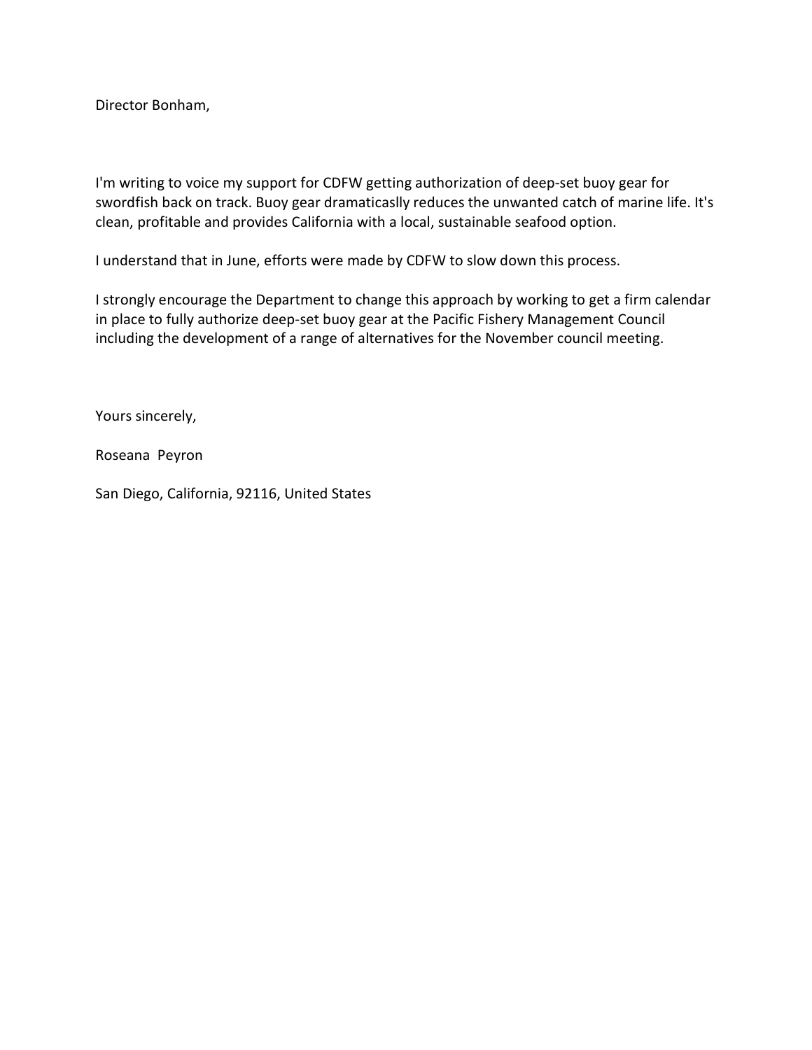Director Bonham,

I'm writing to voice my support for CDFW getting authorization of deep-set buoy gear for swordfish back on track. Buoy gear dramaticaslly reduces the unwanted catch of marine life. It's clean, profitable and provides California with a local, sustainable seafood option.

I understand that in June, efforts were made by CDFW to slow down this process.

I strongly encourage the Department to change this approach by working to get a firm calendar in place to fully authorize deep-set buoy gear at the Pacific Fishery Management Council including the development of a range of alternatives for the November council meeting.

Yours sincerely,

Roseana Peyron

San Diego, California, 92116, United States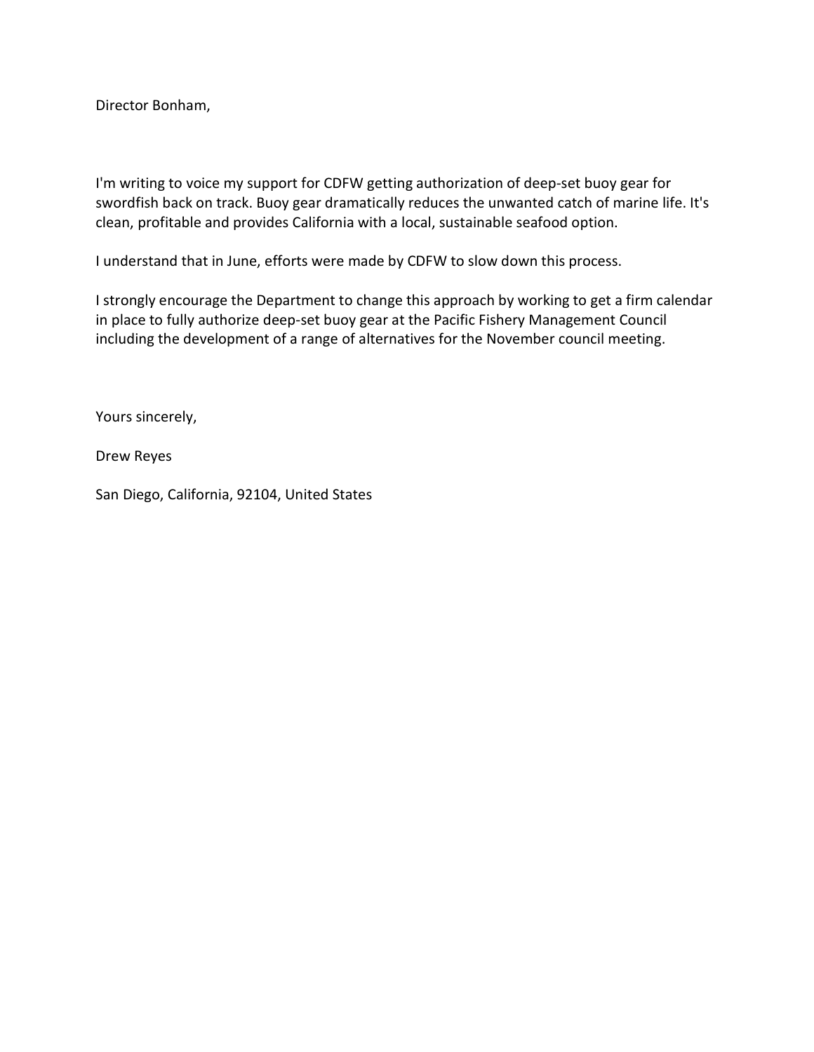Director Bonham,

I'm writing to voice my support for CDFW getting authorization of deep-set buoy gear for swordfish back on track. Buoy gear dramatically reduces the unwanted catch of marine life. It's clean, profitable and provides California with a local, sustainable seafood option.

I understand that in June, efforts were made by CDFW to slow down this process.

I strongly encourage the Department to change this approach by working to get a firm calendar in place to fully authorize deep-set buoy gear at the Pacific Fishery Management Council including the development of a range of alternatives for the November council meeting.

Yours sincerely,

Drew Reyes

San Diego, California, 92104, United States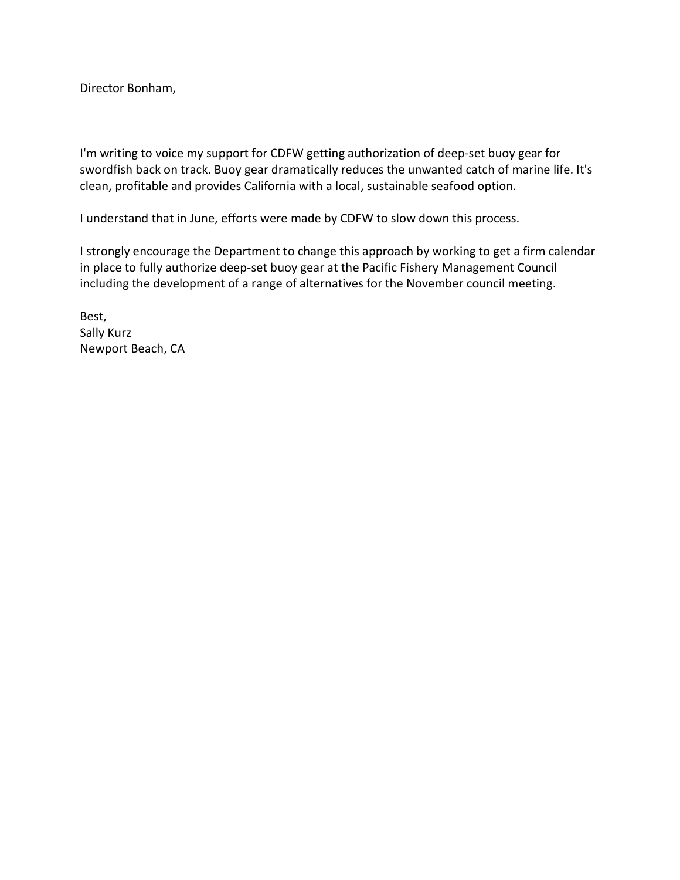Director Bonham,

I'm writing to voice my support for CDFW getting authorization of deep-set buoy gear for swordfish back on track. Buoy gear dramatically reduces the unwanted catch of marine life. It's clean, profitable and provides California with a local, sustainable seafood option.

I understand that in June, efforts were made by CDFW to slow down this process.

I strongly encourage the Department to change this approach by working to get a firm calendar in place to fully authorize deep-set buoy gear at the Pacific Fishery Management Council including the development of a range of alternatives for the November council meeting.

Best,  
Sally Kurz  
Newport Beach, CA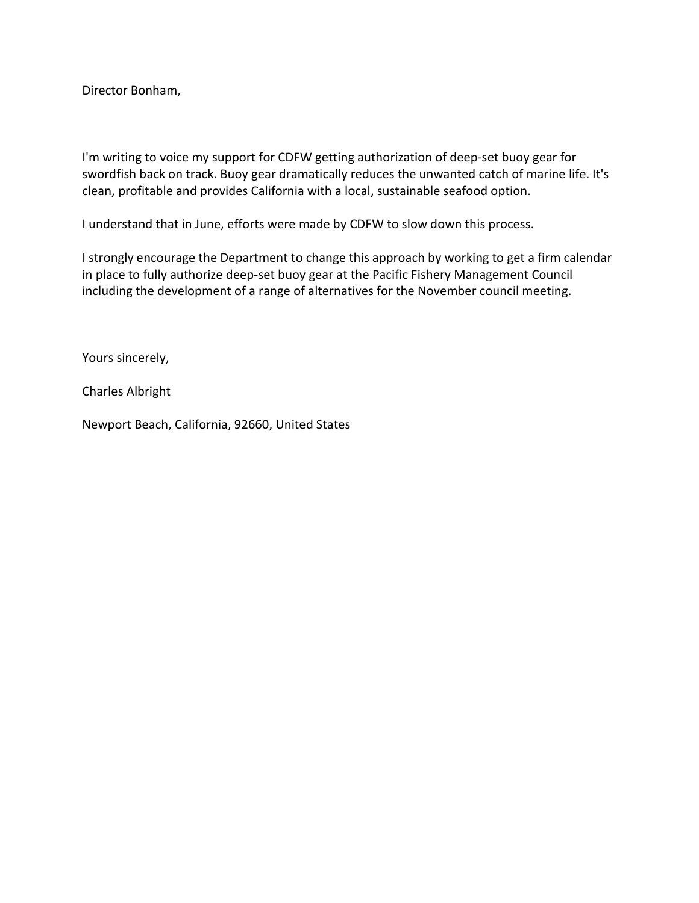Director Bonham,

I'm writing to voice my support for CDFW getting authorization of deep-set buoy gear for swordfish back on track. Buoy gear dramatically reduces the unwanted catch of marine life. It's clean, profitable and provides California with a local, sustainable seafood option.

I understand that in June, efforts were made by CDFW to slow down this process.

I strongly encourage the Department to change this approach by working to get a firm calendar in place to fully authorize deep-set buoy gear at the Pacific Fishery Management Council including the development of a range of alternatives for the November council meeting.

Yours sincerely,

Charles Albright

Newport Beach, California, 92660, United States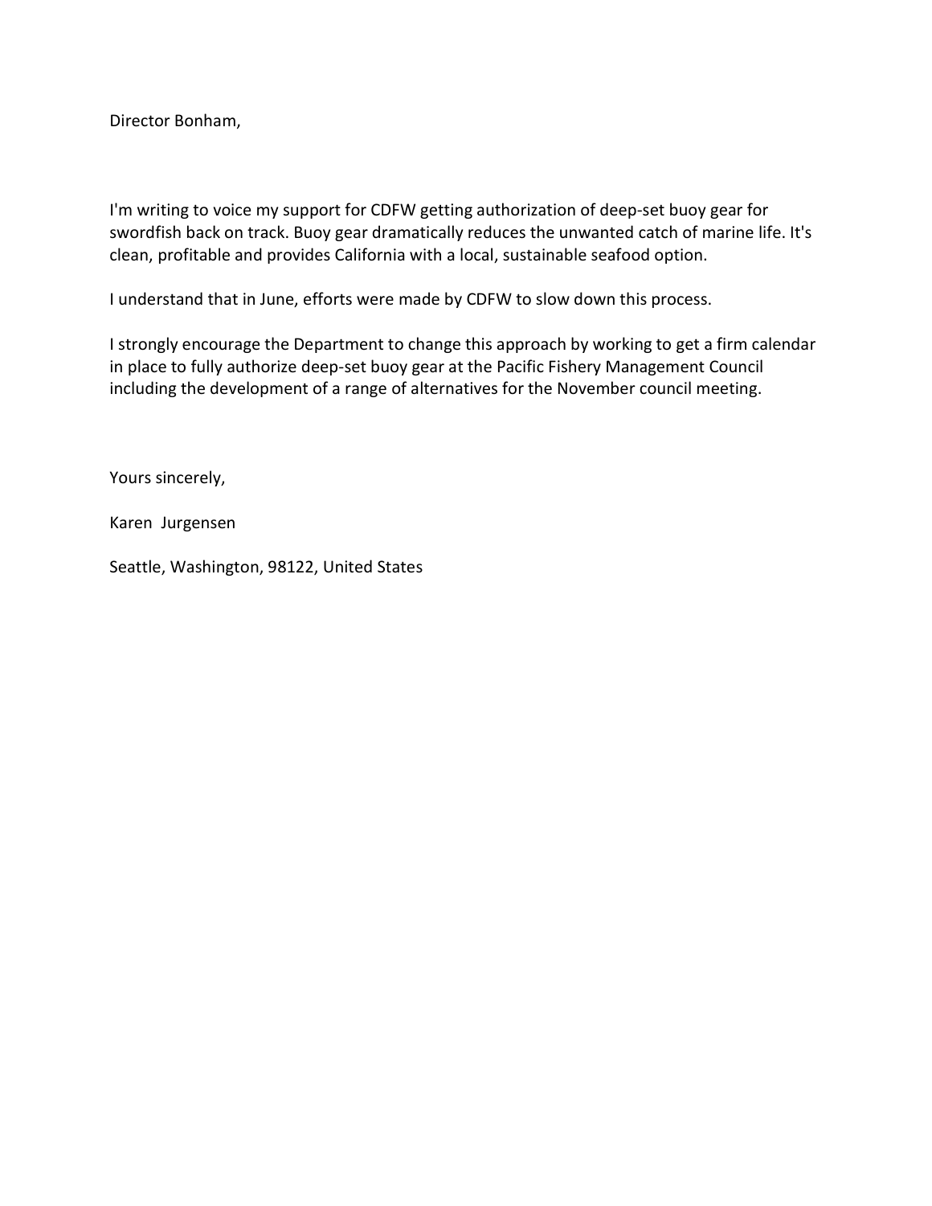Director Bonham,

I'm writing to voice my support for CDFW getting authorization of deep-set buoy gear for swordfish back on track. Buoy gear dramatically reduces the unwanted catch of marine life. It's clean, profitable and provides California with a local, sustainable seafood option.

I understand that in June, efforts were made by CDFW to slow down this process.

I strongly encourage the Department to change this approach by working to get a firm calendar in place to fully authorize deep-set buoy gear at the Pacific Fishery Management Council including the development of a range of alternatives for the November council meeting.

Yours sincerely,

Karen  Jurgensen

Seattle, Washington, 98122, United States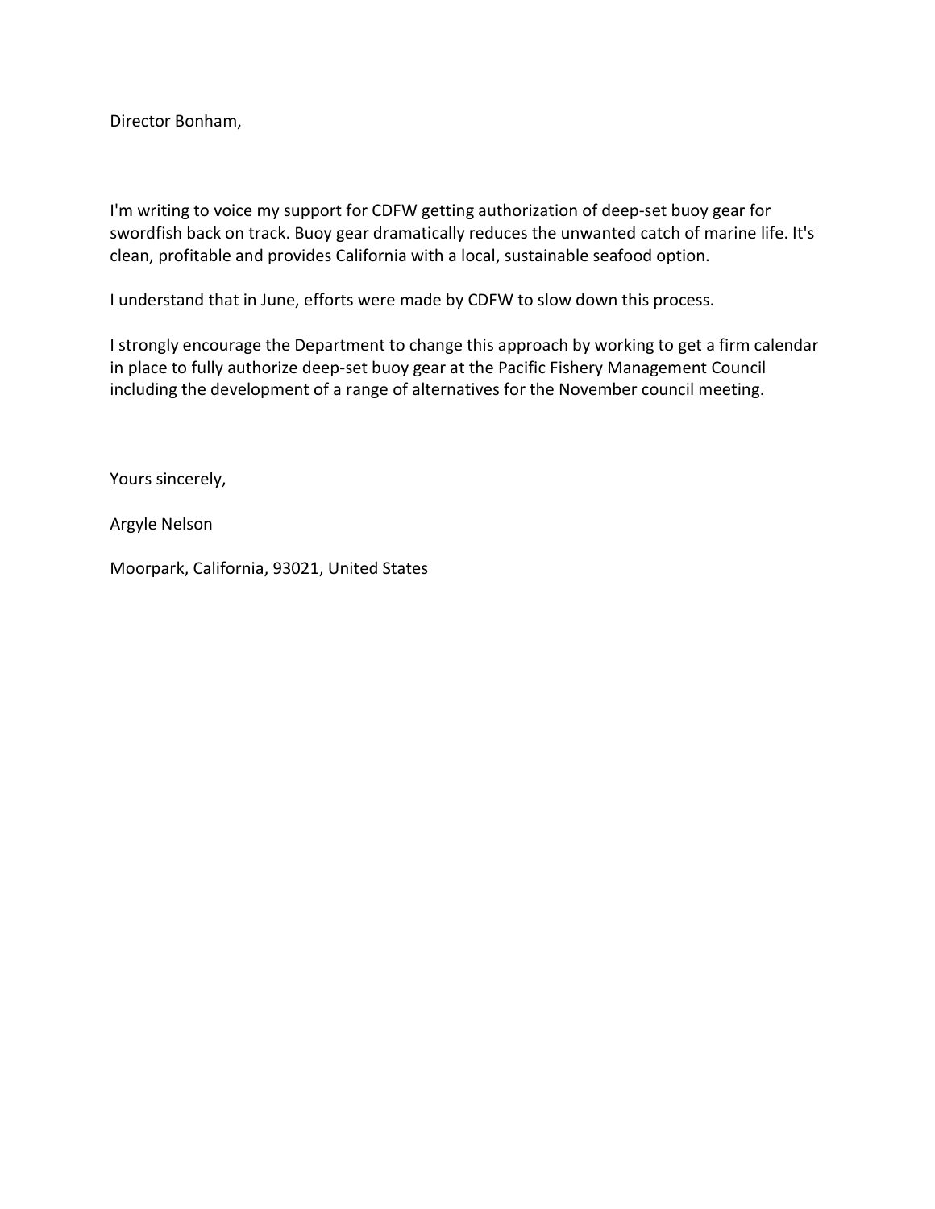Director Bonham,

I'm writing to voice my support for CDFW getting authorization of deep-set buoy gear for swordfish back on track. Buoy gear dramatically reduces the unwanted catch of marine life. It's clean, profitable and provides California with a local, sustainable seafood option.

I understand that in June, efforts were made by CDFW to slow down this process.

I strongly encourage the Department to change this approach by working to get a firm calendar in place to fully authorize deep-set buoy gear at the Pacific Fishery Management Council including the development of a range of alternatives for the November council meeting.

Yours sincerely,

Argyle Nelson

Moorpark, California, 93021, United States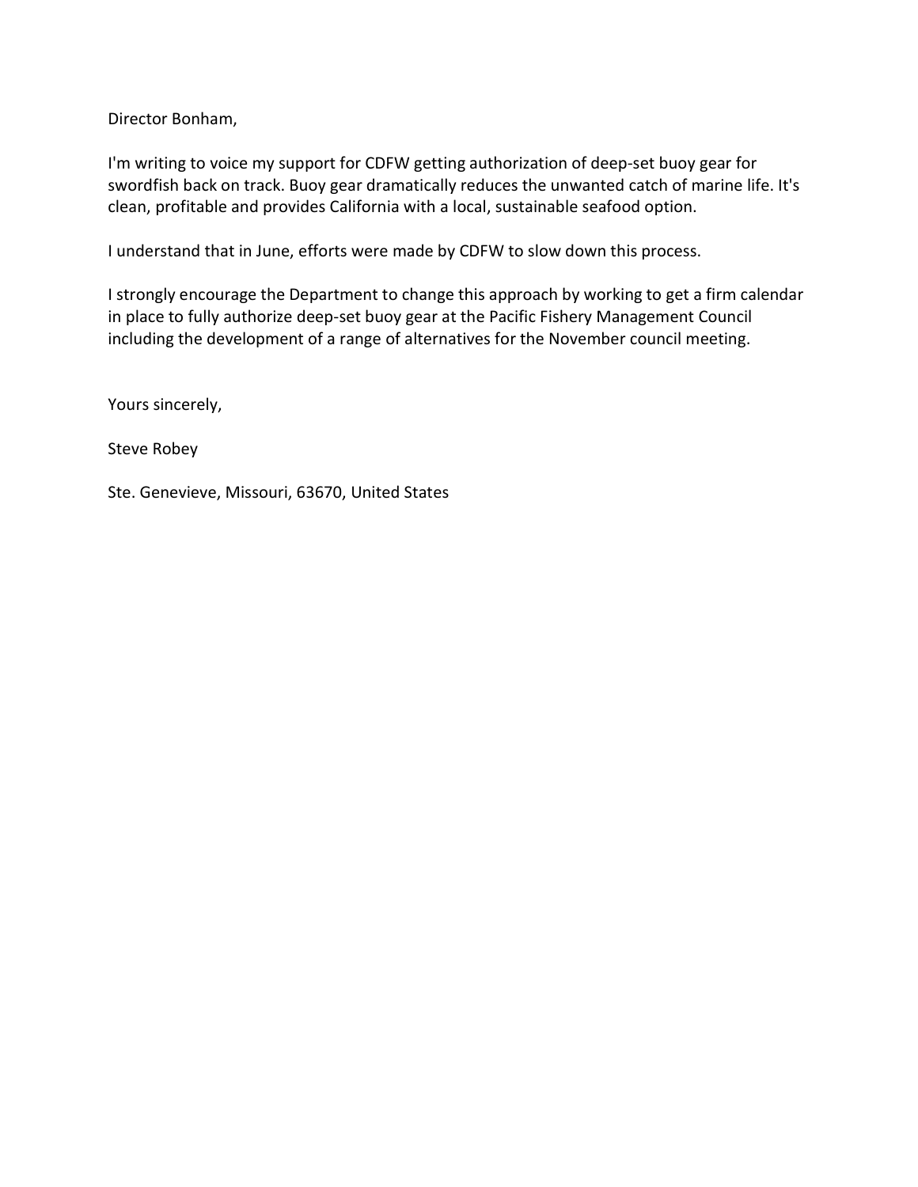Director Bonham,

I'm writing to voice my support for CDFW getting authorization of deep-set buoy gear for swordfish back on track. Buoy gear dramatically reduces the unwanted catch of marine life. It's clean, profitable and provides California with a local, sustainable seafood option.

I understand that in June, efforts were made by CDFW to slow down this process.

I strongly encourage the Department to change this approach by working to get a firm calendar in place to fully authorize deep-set buoy gear at the Pacific Fishery Management Council including the development of a range of alternatives for the November council meeting.

Yours sincerely,

Steve Robey

Ste. Genevieve, Missouri, 63670, United States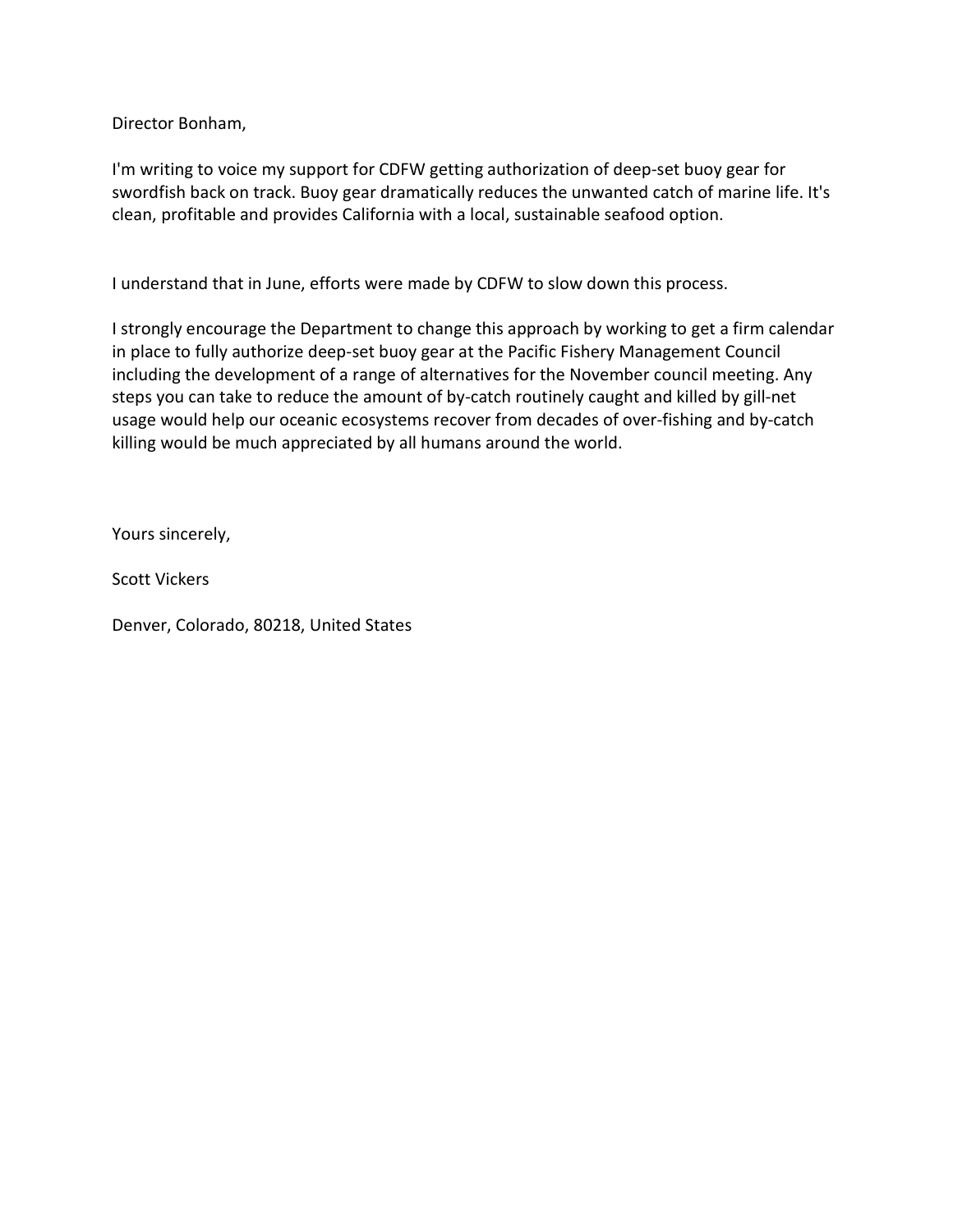Director Bonham,

I'm writing to voice my support for CDFW getting authorization of deep-set buoy gear for swordfish back on track. Buoy gear dramatically reduces the unwanted catch of marine life. It's clean, profitable and provides California with a local, sustainable seafood option.

I understand that in June, efforts were made by CDFW to slow down this process.

I strongly encourage the Department to change this approach by working to get a firm calendar in place to fully authorize deep-set buoy gear at the Pacific Fishery Management Council including the development of a range of alternatives for the November council meeting. Any steps you can take to reduce the amount of by-catch routinely caught and killed by gill-net usage would help our oceanic ecosystems recover from decades of over-fishing and by-catch killing would be much appreciated by all humans around the world.

Yours sincerely,

Scott Vickers

Denver, Colorado, 80218, United States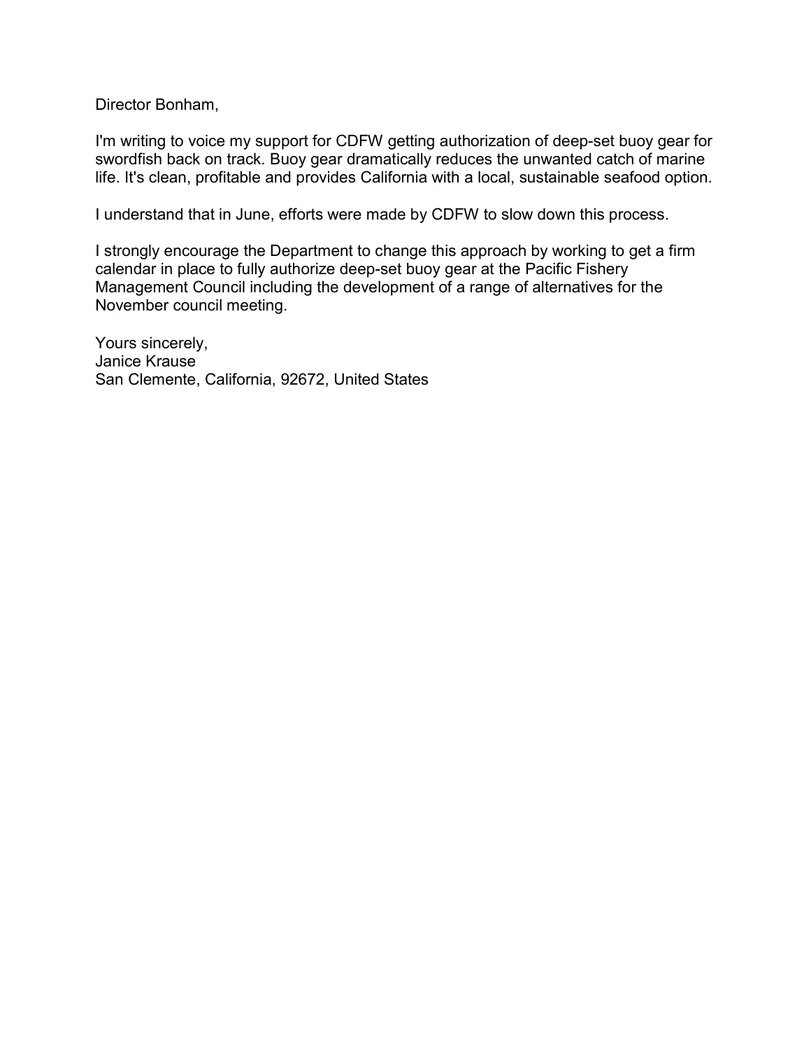Director Bonham,

I'm writing to voice my support for CDFW getting authorization of deep-set buoy gear for swordfish back on track. Buoy gear dramatically reduces the unwanted catch of marine life. It's clean, profitable and provides California with a local, sustainable seafood option.

I understand that in June, efforts were made by CDFW to slow down this process.

I strongly encourage the Department to change this approach by working to get a firm calendar in place to fully authorize deep-set buoy gear at the Pacific Fishery Management Council including the development of a range of alternatives for the November council meeting.

Yours sincerely,  
Janice Krause  
San Clemente, California, 92672, United States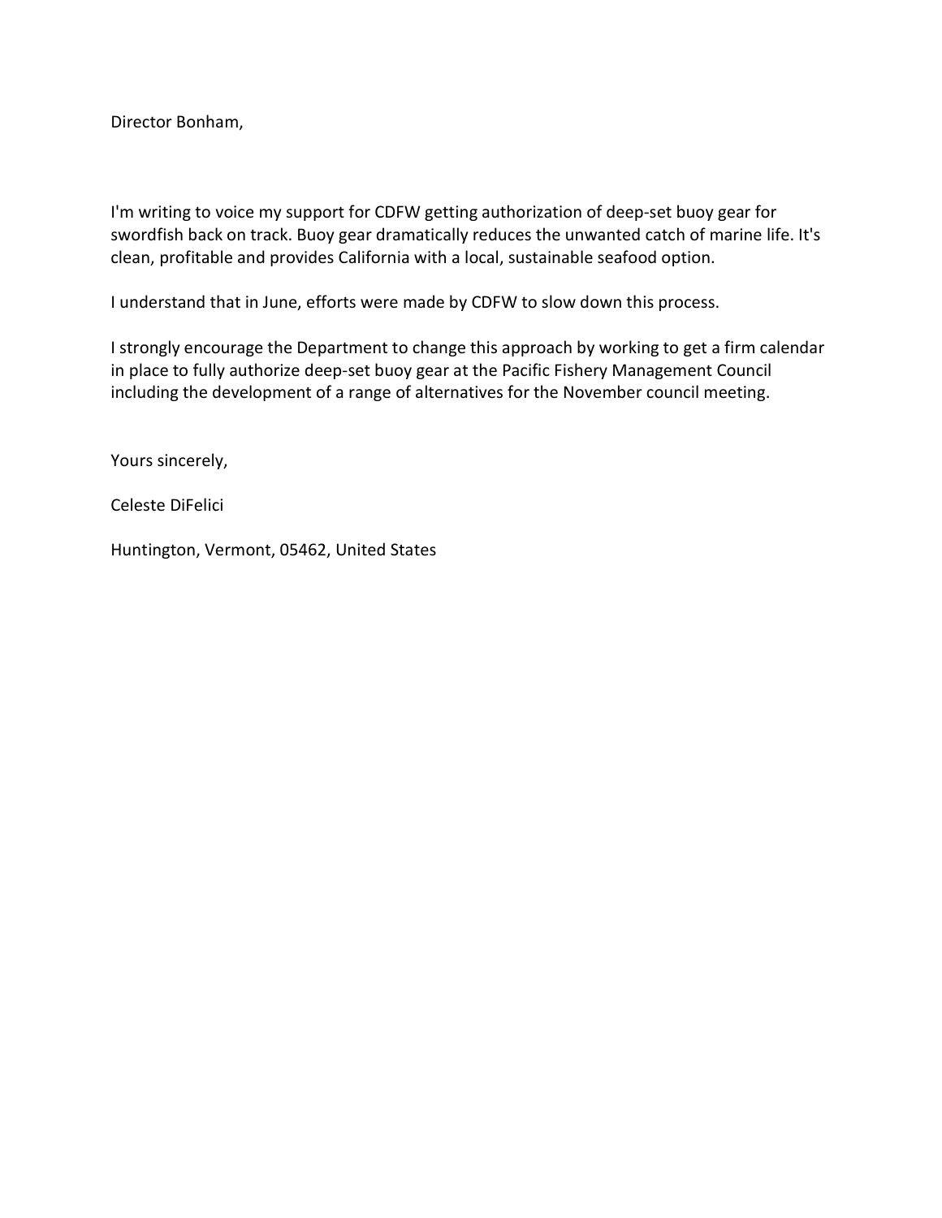Director Bonham,

I'm writing to voice my support for CDFW getting authorization of deep-set buoy gear for swordfish back on track. Buoy gear dramatically reduces the unwanted catch of marine life. It's clean, profitable and provides California with a local, sustainable seafood option.

I understand that in June, efforts were made by CDFW to slow down this process.

I strongly encourage the Department to change this approach by working to get a firm calendar in place to fully authorize deep-set buoy gear at the Pacific Fishery Management Council including the development of a range of alternatives for the November council meeting.

Yours sincerely,

Celeste DiFelici

Huntington, Vermont, 05462, United States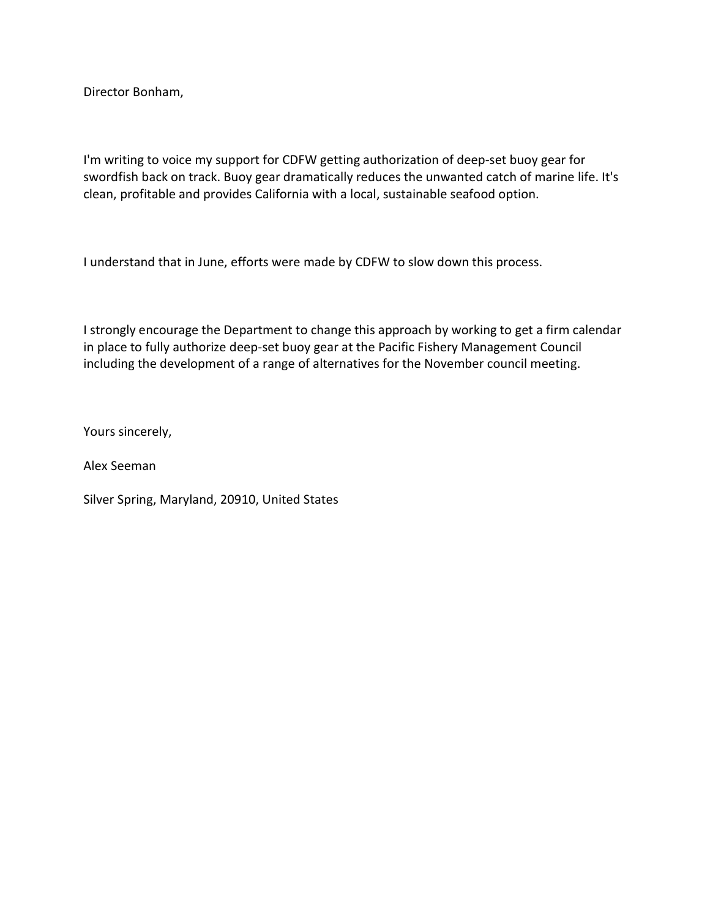Director Bonham,

I'm writing to voice my support for CDFW getting authorization of deep-set buoy gear for swordfish back on track. Buoy gear dramatically reduces the unwanted catch of marine life. It's clean, profitable and provides California with a local, sustainable seafood option.

I understand that in June, efforts were made by CDFW to slow down this process.

I strongly encourage the Department to change this approach by working to get a firm calendar in place to fully authorize deep-set buoy gear at the Pacific Fishery Management Council including the development of a range of alternatives for the November council meeting.

Yours sincerely,

Alex Seeman

Silver Spring, Maryland, 20910, United States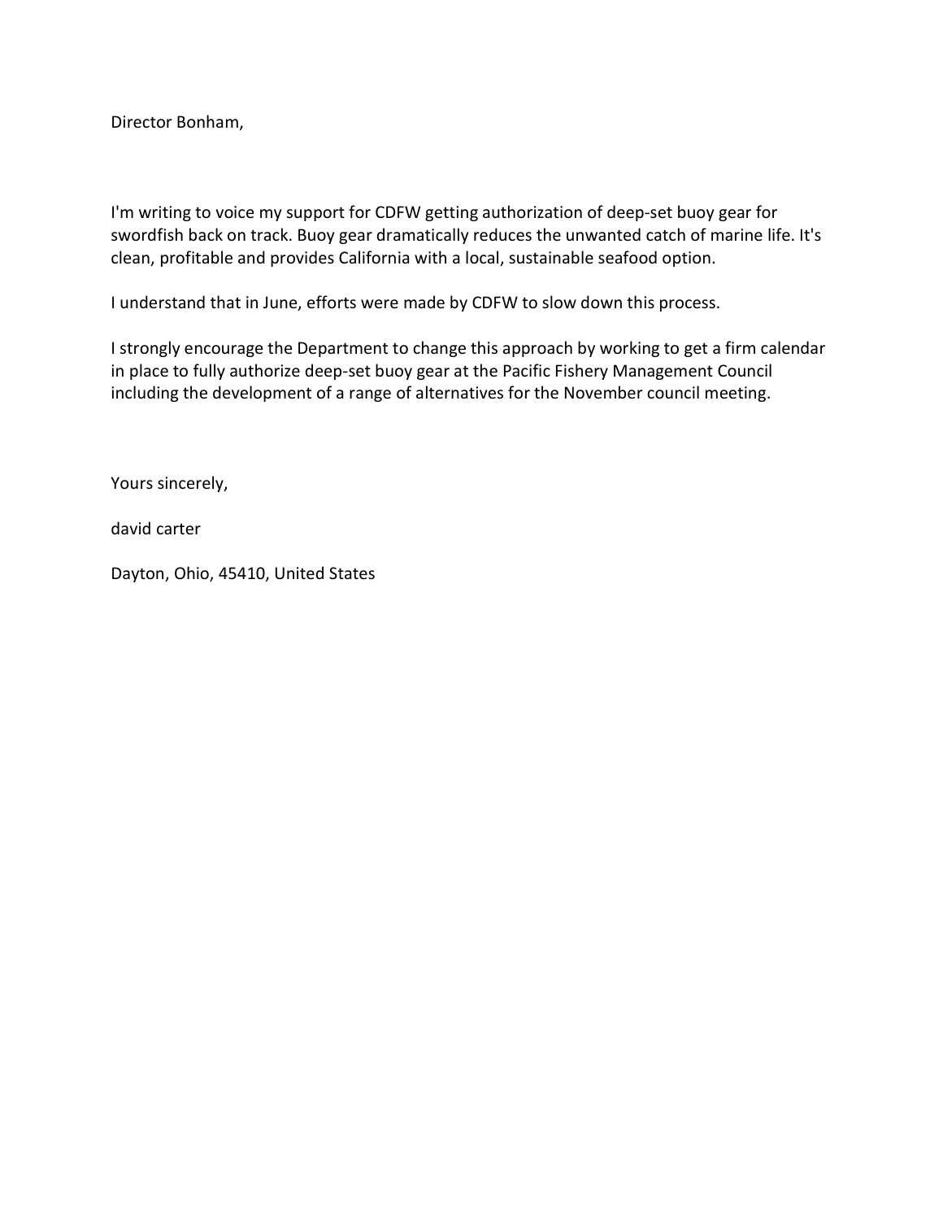Director Bonham,

I'm writing to voice my support for CDFW getting authorization of deep-set buoy gear for swordfish back on track. Buoy gear dramatically reduces the unwanted catch of marine life. It's clean, profitable and provides California with a local, sustainable seafood option.

I understand that in June, efforts were made by CDFW to slow down this process.

I strongly encourage the Department to change this approach by working to get a firm calendar in place to fully authorize deep-set buoy gear at the Pacific Fishery Management Council including the development of a range of alternatives for the November council meeting.

Yours sincerely,

david carter

Dayton, Ohio, 45410, United States